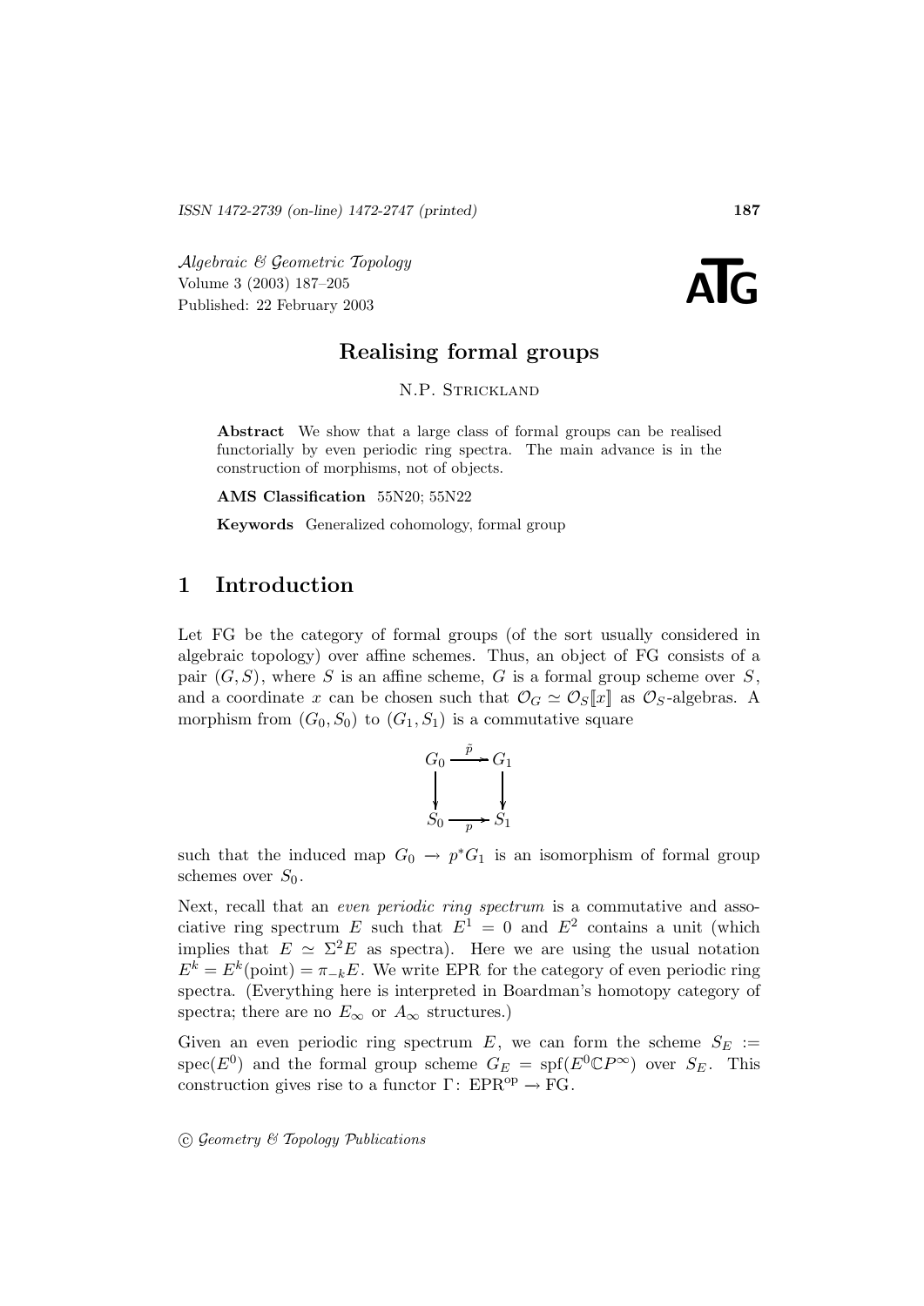ISSN 1472-2739 (on-line) 1472-2747 (printed)

*Algebraic & Geometric Topology*
Volume 3 (2003) 187–205
Published: 22 February 2003

**ATG**

# Realising formal groups

N.P. Strickland

**Abstract** We show that a large class of formal groups can be realised functorially by even periodic ring spectra. The main advance is in the construction of morphisms, not of objects.

**AMS Classification** 55N20; 55N22

**Keywords** Generalized cohomology, formal group

## 1 Introduction

Let FG be the category of formal groups (of the sort usually considered in algebraic topology) over affine schemes. Thus, an object of FG consists of a pair $(G, S)$, where $S$ is an affine scheme, $G$ is a formal group scheme over $S$, and a coordinate $x$ can be chosen such that $\mathcal{O}_G \simeq \mathcal{O}_S[\![x]\!]$ as $\mathcal{O}_S$-algebras. A morphism from $(G_0, S_0)$ to $(G_1, S_1)$ is a commutative square

$$\begin{array}{ccc} G_0 & \xrightarrow{\tilde{p}} & G_1 \\ \downarrow & & \downarrow \\ S_0 & \xrightarrow[p]{} & S_1 \end{array}$$

such that the induced map $G_0 \to p^*G_1$ is an isomorphism of formal group schemes over $S_0$.

Next, recall that an *even periodic ring spectrum* is a commutative and associative ring spectrum $E$ such that $E^1 = 0$ and $E^2$ contains a unit (which implies that $E \simeq \Sigma^2 E$ as spectra). Here we are using the usual notation $E^k = E^k(\text{point}) = \pi_{-k}E$. We write EPR for the category of even periodic ring spectra. (Everything here is interpreted in Boardman's homotopy category of spectra; there are no $E_\infty$ or $A_\infty$ structures.)

Given an even periodic ring spectrum $E$, we can form the scheme $S_E := \text{spec}(E^0)$ and the formal group scheme $G_E = \text{spf}(E^0\mathbb{C}P^\infty)$ over $S_E$. This construction gives rise to a functor $\Gamma\colon \text{EPR}^{\text{op}} \to \text{FG}$.

© *Geometry & Topology Publications*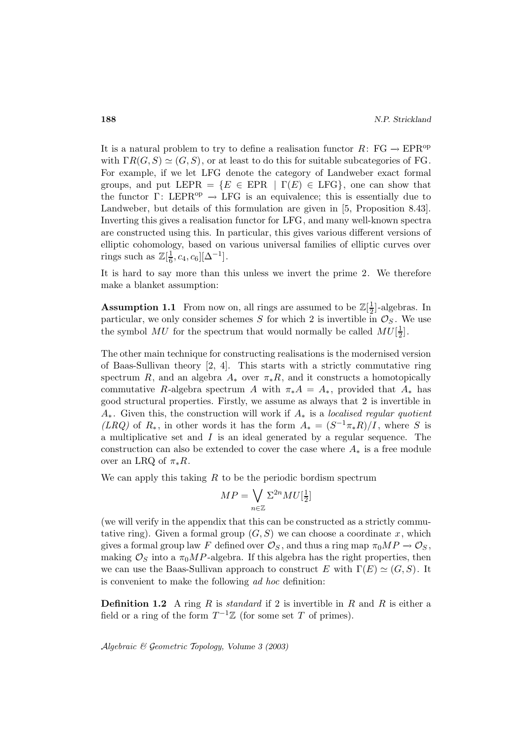It is a natural problem to try to define a realisation functor $R\colon \mathrm{FG} \to \mathrm{EPR}^{\mathrm{op}}$ with $\Gamma R(G,S) \simeq (G,S)$, or at least to do this for suitable subcategories of FG. For example, if we let LFG denote the category of Landweber exact formal groups, and put $\mathrm{LEPR} = \{E \in \mathrm{EPR} \mid \Gamma(E) \in \mathrm{LFG}\}$, one can show that the functor $\Gamma\colon \mathrm{LEPR}^{\mathrm{op}} \to \mathrm{LFG}$ is an equivalence; this is essentially due to Landweber, but details of this formulation are given in [5, Proposition 8.43]. Inverting this gives a realisation functor for LFG, and many well-known spectra are constructed using this. In particular, this gives various different versions of elliptic cohomology, based on various universal families of elliptic curves over rings such as $\mathbb{Z}[\frac{1}{6}, c_4, c_6][\Delta^{-1}]$.

It is hard to say more than this unless we invert the prime 2. We therefore make a blanket assumption:

**Assumption 1.1** From now on, all rings are assumed to be $\mathbb{Z}[\frac{1}{2}]$-algebras. In particular, we only consider schemes $S$ for which 2 is invertible in $\mathcal{O}_S$. We use the symbol $MU$ for the spectrum that would normally be called $MU[\frac{1}{2}]$.

The other main technique for constructing realisations is the modernised version of Baas-Sullivan theory [2, 4]. This starts with a strictly commutative ring spectrum $R$, and an algebra $A_*$ over $\pi_* R$, and it constructs a homotopically commutative $R$-algebra spectrum $A$ with $\pi_* A = A_*$, provided that $A_*$ has good structural properties. Firstly, we assume as always that 2 is invertible in $A_*$. Given this, the construction will work if $A_*$ is a *localised regular quotient (LRQ)* of $R_*$, in other words it has the form $A_* = (S^{-1}\pi_* R)/I$, where $S$ is a multiplicative set and $I$ is an ideal generated by a regular sequence. The construction can also be extended to cover the case where $A_*$ is a free module over an LRQ of $\pi_* R$.

We can apply this taking $R$ to be the periodic bordism spectrum

$$MP = \bigvee_{n \in \mathbb{Z}} \Sigma^{2n} MU[\tfrac{1}{2}]$$

(we will verify in the appendix that this can be constructed as a strictly commutative ring). Given a formal group $(G,S)$ we can choose a coordinate $x$, which gives a formal group law $F$ defined over $\mathcal{O}_S$, and thus a ring map $\pi_0 MP \to \mathcal{O}_S$, making $\mathcal{O}_S$ into a $\pi_0 MP$-algebra. If this algebra has the right properties, then we can use the Baas-Sullivan approach to construct $E$ with $\Gamma(E) \simeq (G,S)$. It is convenient to make the following *ad hoc* definition:

**Definition 1.2** A ring $R$ is *standard* if 2 is invertible in $R$ and $R$ is either a field or a ring of the form $T^{-1}\mathbb{Z}$ (for some set $T$ of primes).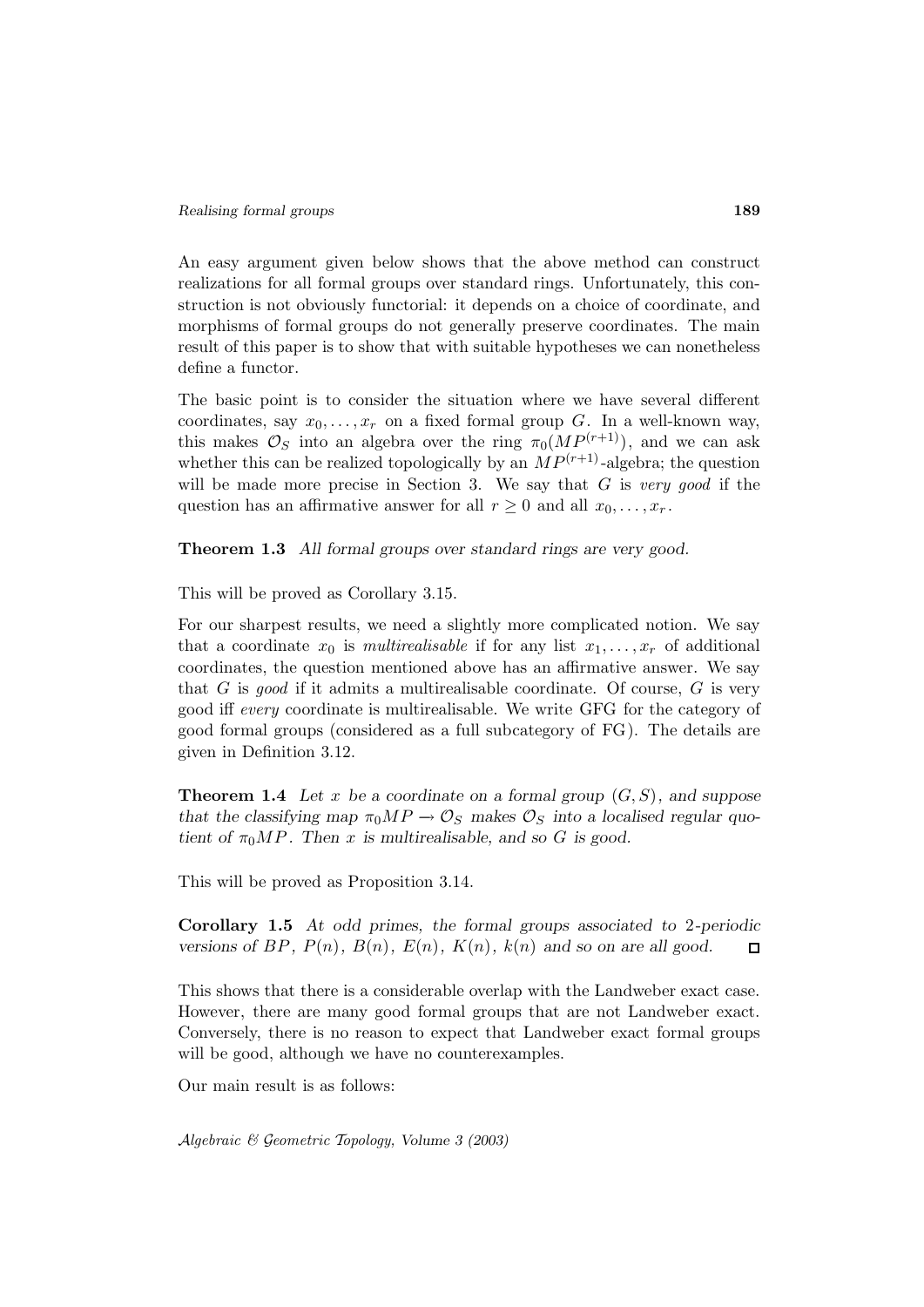An easy argument given below shows that the above method can construct realizations for all formal groups over standard rings. Unfortunately, this construction is not obviously functorial: it depends on a choice of coordinate, and morphisms of formal groups do not generally preserve coordinates. The main result of this paper is to show that with suitable hypotheses we can nonetheless define a functor.

The basic point is to consider the situation where we have several different coordinates, say $x_0, \ldots, x_r$ on a fixed formal group $G$. In a well-known way, this makes $\mathcal{O}_S$ into an algebra over the ring $\pi_0(MP^{(r+1)})$, and we can ask whether this can be realized topologically by an $MP^{(r+1)}$-algebra; the question will be made more precise in Section 3. We say that $G$ is *very good* if the question has an affirmative answer for all $r \geq 0$ and all $x_0, \ldots, x_r$.

**Theorem 1.3** *All formal groups over standard rings are very good.*

This will be proved as Corollary 3.15.

For our sharpest results, we need a slightly more complicated notion. We say that a coordinate $x_0$ is *multirealisable* if for any list $x_1, \ldots, x_r$ of additional coordinates, the question mentioned above has an affirmative answer. We say that $G$ is *good* if it admits a multirealisable coordinate. Of course, $G$ is very good iff *every* coordinate is multirealisable. We write GFG for the category of good formal groups (considered as a full subcategory of FG). The details are given in Definition 3.12.

**Theorem 1.4** *Let $x$ be a coordinate on a formal group $(G, S)$, and suppose that the classifying map $\pi_0 MP \to \mathcal{O}_S$ makes $\mathcal{O}_S$ into a localised regular quotient of $\pi_0 MP$. Then $x$ is multirealisable, and so $G$ is good.*

This will be proved as Proposition 3.14.

**Corollary 1.5** *At odd primes, the formal groups associated to 2-periodic versions of $BP$, $P(n)$, $B(n)$, $E(n)$, $K(n)$, $k(n)$ and so on are all good.* □

This shows that there is a considerable overlap with the Landweber exact case. However, there are many good formal groups that are not Landweber exact. Conversely, there is no reason to expect that Landweber exact formal groups will be good, although we have no counterexamples.

Our main result is as follows: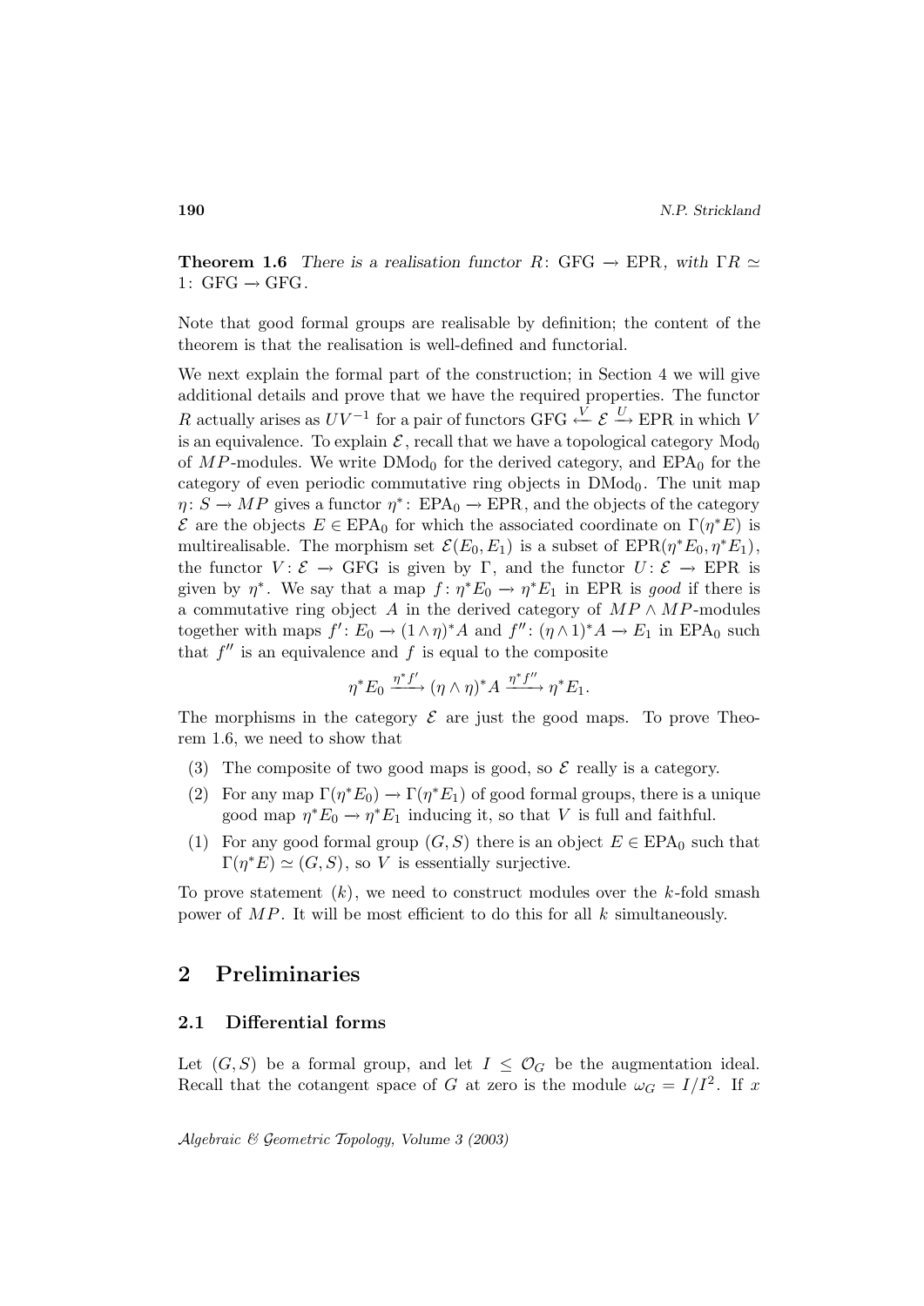**Theorem 1.6** *There is a realisation functor $R\colon \mathrm{GFG} \to \mathrm{EPR}$, with $\Gamma R \simeq 1\colon \mathrm{GFG} \to \mathrm{GFG}$.*

Note that good formal groups are realisable by definition; the content of the theorem is that the realisation is well-defined and functorial.

We next explain the formal part of the construction; in Section 4 we will give additional details and prove that we have the required properties. The functor $R$ actually arises as $UV^{-1}$ for a pair of functors $\mathrm{GFG} \xleftarrow{V} \mathcal{E} \xrightarrow{U} \mathrm{EPR}$ in which $V$ is an equivalence. To explain $\mathcal{E}$, recall that we have a topological category $\mathrm{Mod}_0$ of $MP$-modules. We write $\mathrm{DMod}_0$ for the derived category, and $\mathrm{EPA}_0$ for the category of even periodic commutative ring objects in $\mathrm{DMod}_0$. The unit map $\eta\colon S \to MP$ gives a functor $\eta^*\colon \mathrm{EPA}_0 \to \mathrm{EPR}$, and the objects of the category $\mathcal{E}$ are the objects $E \in \mathrm{EPA}_0$ for which the associated coordinate on $\Gamma(\eta^* E)$ is multirealisable. The morphism set $\mathcal{E}(E_0, E_1)$ is a subset of $\mathrm{EPR}(\eta^* E_0, \eta^* E_1)$, the functor $V\colon \mathcal{E} \to \mathrm{GFG}$ is given by $\Gamma$, and the functor $U\colon \mathcal{E} \to \mathrm{EPR}$ is given by $\eta^*$. We say that a map $f\colon \eta^* E_0 \to \eta^* E_1$ in EPR is *good* if there is a commutative ring object $A$ in the derived category of $MP \wedge MP$-modules together with maps $f'\colon E_0 \to (1 \wedge \eta)^* A$ and $f''\colon (\eta \wedge 1)^* A \to E_1$ in $\mathrm{EPA}_0$ such that $f''$ is an equivalence and $f$ is equal to the composite

$$\eta^* E_0 \xrightarrow{\eta^* f'} (\eta \wedge \eta)^* A \xrightarrow{\eta^* f''} \eta^* E_1.$$

The morphisms in the category $\mathcal{E}$ are just the good maps. To prove Theorem 1.6, we need to show that

(3) The composite of two good maps is good, so $\mathcal{E}$ really is a category.

(2) For any map $\Gamma(\eta^* E_0) \to \Gamma(\eta^* E_1)$ of good formal groups, there is a unique good map $\eta^* E_0 \to \eta^* E_1$ inducing it, so that $V$ is full and faithful.

(1) For any good formal group $(G, S)$ there is an object $E \in \mathrm{EPA}_0$ such that $\Gamma(\eta^* E) \simeq (G, S)$, so $V$ is essentially surjective.

To prove statement $(k)$, we need to construct modules over the $k$-fold smash power of $MP$. It will be most efficient to do this for all $k$ simultaneously.

## 2 Preliminaries

### 2.1 Differential forms

Let $(G, S)$ be a formal group, and let $I \leq \mathcal{O}_G$ be the augmentation ideal. Recall that the cotangent space of $G$ at zero is the module $\omega_G = I/I^2$. If $x$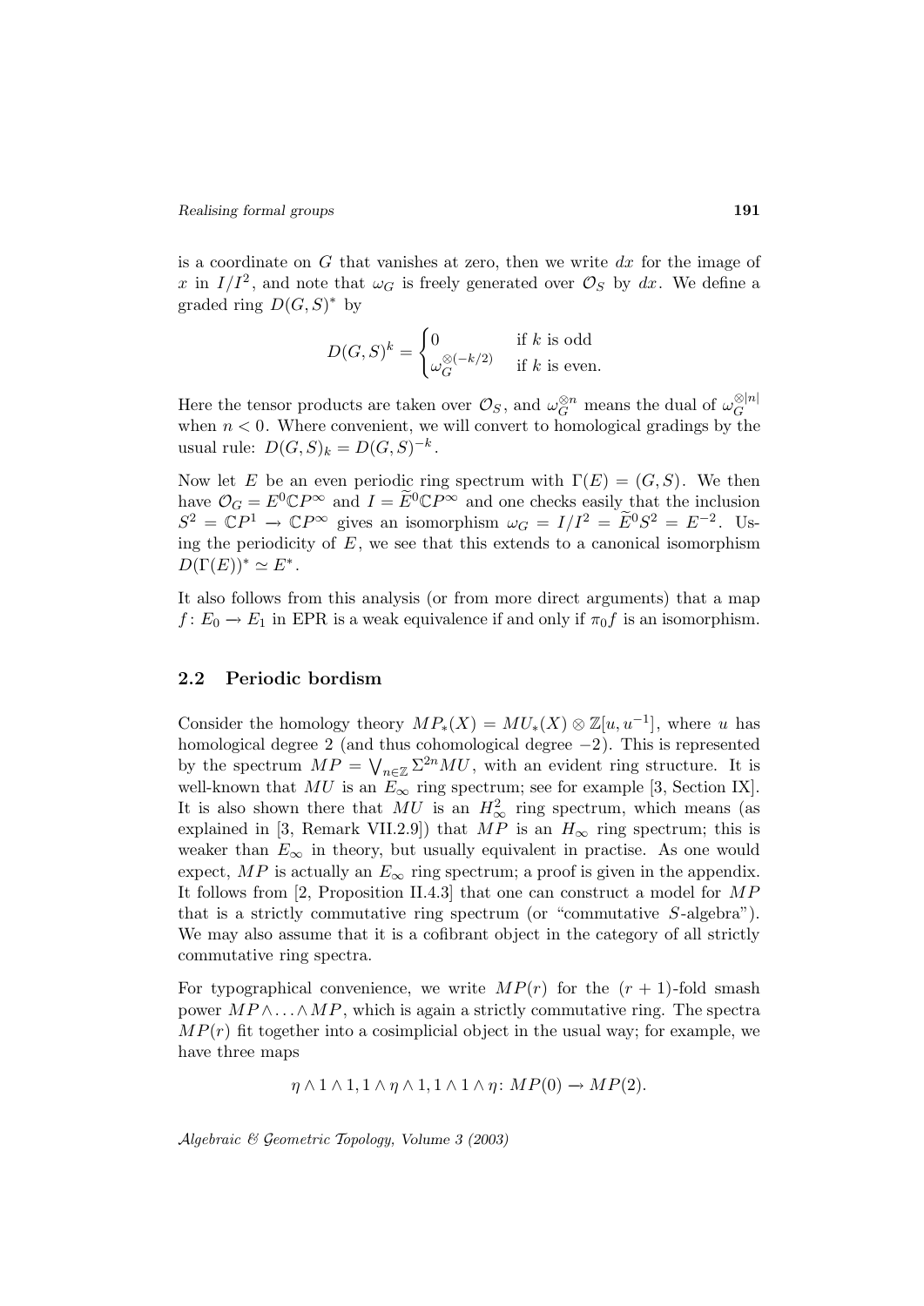is a coordinate on $G$ that vanishes at zero, then we write $dx$ for the image of $x$ in $I/I^2$, and note that $\omega_G$ is freely generated over $\mathcal{O}_S$ by $dx$. We define a graded ring $D(G,S)^*$ by

$$D(G,S)^k = \begin{cases} 0 & \text{if } k \text{ is odd} \\ \omega_G^{\otimes(-k/2)} & \text{if } k \text{ is even.} \end{cases}$$

Here the tensor products are taken over $\mathcal{O}_S$, and $\omega_G^{\otimes n}$ means the dual of $\omega_G^{\otimes |n|}$ when $n < 0$. Where convenient, we will convert to homological gradings by the usual rule: $D(G,S)_k = D(G,S)^{-k}$.

Now let $E$ be an even periodic ring spectrum with $\Gamma(E) = (G,S)$. We then have $\mathcal{O}_G = E^0\mathbb{C}P^\infty$ and $I = \widetilde{E}^0\mathbb{C}P^\infty$ and one checks easily that the inclusion $S^2 = \mathbb{C}P^1 \to \mathbb{C}P^\infty$ gives an isomorphism $\omega_G = I/I^2 = \widetilde{E}^0 S^2 = E^{-2}$. Using the periodicity of $E$, we see that this extends to a canonical isomorphism $D(\Gamma(E))^* \simeq E^*$.

It also follows from this analysis (or from more direct arguments) that a map $f\colon E_0 \to E_1$ in EPR is a weak equivalence if and only if $\pi_0 f$ is an isomorphism.

## 2.2 Periodic bordism

Consider the homology theory $MP_*(X) = MU_*(X) \otimes \mathbb{Z}[u, u^{-1}]$, where $u$ has homological degree 2 (and thus cohomological degree $-2$). This is represented by the spectrum $MP = \bigvee_{n\in\mathbb{Z}} \Sigma^{2n} MU$, with an evident ring structure. It is well-known that $MU$ is an $E_\infty$ ring spectrum; see for example [3, Section IX]. It is also shown there that $MU$ is an $H_\infty^2$ ring spectrum, which means (as explained in [3, Remark VII.2.9]) that $MP$ is an $H_\infty$ ring spectrum; this is weaker than $E_\infty$ in theory, but usually equivalent in practise. As one would expect, $MP$ is actually an $E_\infty$ ring spectrum; a proof is given in the appendix. It follows from [2, Proposition II.4.3] that one can construct a model for $MP$ that is a strictly commutative ring spectrum (or "commutative $S$-algebra"). We may also assume that it is a cofibrant object in the category of all strictly commutative ring spectra.

For typographical convenience, we write $MP(r)$ for the $(r+1)$-fold smash power $MP \wedge \ldots \wedge MP$, which is again a strictly commutative ring. The spectra $MP(r)$ fit together into a cosimplicial object in the usual way; for example, we have three maps

$$\eta \wedge 1 \wedge 1, 1 \wedge \eta \wedge 1, 1 \wedge 1 \wedge \eta\colon MP(0) \to MP(2).$$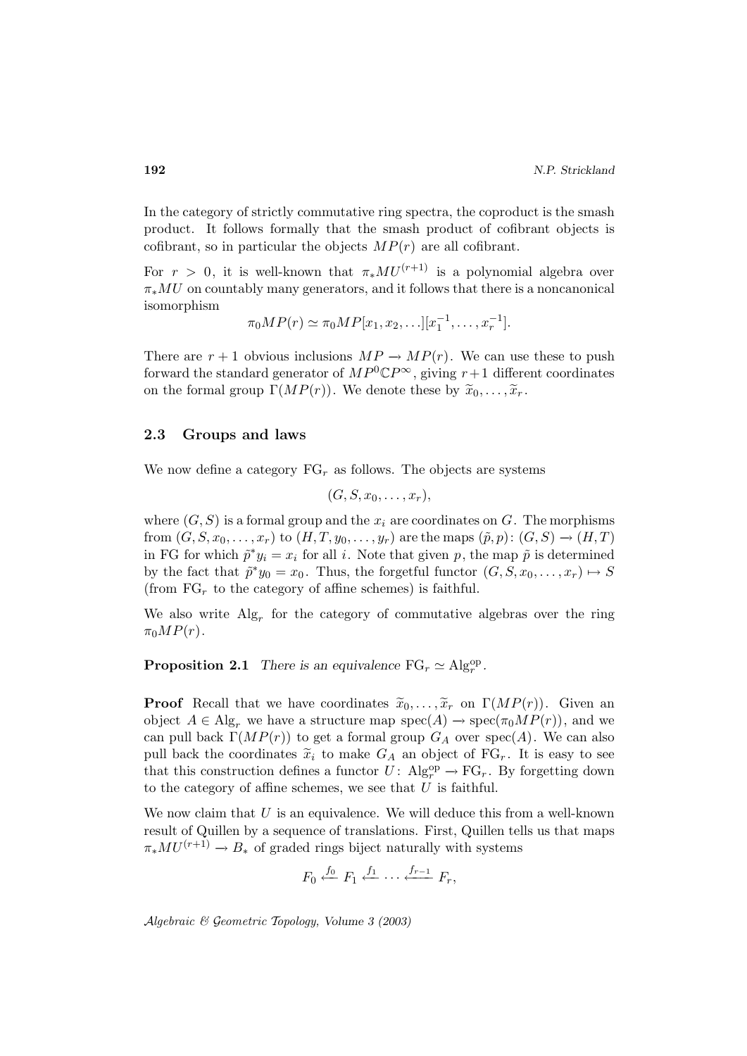In the category of strictly commutative ring spectra, the coproduct is the smash product. It follows formally that the smash product of cofibrant objects is cofibrant, so in particular the objects $MP(r)$ are all cofibrant.

For $r > 0$, it is well-known that $\pi_* MU^{(r+1)}$ is a polynomial algebra over $\pi_* MU$ on countably many generators, and it follows that there is a noncanonical isomorphism

$$\pi_0 MP(r) \simeq \pi_0 MP[x_1, x_2, \ldots][x_1^{-1}, \ldots, x_r^{-1}].$$

There are $r+1$ obvious inclusions $MP \to MP(r)$. We can use these to push forward the standard generator of $MP^0 \mathbb{C}P^\infty$, giving $r+1$ different coordinates on the formal group $\Gamma(MP(r))$. We denote these by $\widetilde{x}_0, \ldots, \widetilde{x}_r$.

## 2.3 Groups and laws

We now define a category $\mathrm{FG}_r$ as follows. The objects are systems

$$(G, S, x_0, \ldots, x_r),$$

where $(G, S)$ is a formal group and the $x_i$ are coordinates on $G$. The morphisms from $(G, S, x_0, \ldots, x_r)$ to $(H, T, y_0, \ldots, y_r)$ are the maps $(\tilde{p}, p) \colon (G, S) \to (H, T)$ in FG for which $\tilde{p}^* y_i = x_i$ for all $i$. Note that given $p$, the map $\tilde{p}$ is determined by the fact that $\tilde{p}^* y_0 = x_0$. Thus, the forgetful functor $(G, S, x_0, \ldots, x_r) \mapsto S$ (from $\mathrm{FG}_r$ to the category of affine schemes) is faithful.

We also write $\mathrm{Alg}_r$ for the category of commutative algebras over the ring $\pi_0 MP(r)$.

**Proposition 2.1** *There is an equivalence* $\mathrm{FG}_r \simeq \mathrm{Alg}_r^{\mathrm{op}}$.

**Proof** Recall that we have coordinates $\widetilde{x}_0, \ldots, \widetilde{x}_r$ on $\Gamma(MP(r))$. Given an object $A \in \mathrm{Alg}_r$ we have a structure map $\mathrm{spec}(A) \to \mathrm{spec}(\pi_0 MP(r))$, and we can pull back $\Gamma(MP(r))$ to get a formal group $G_A$ over $\mathrm{spec}(A)$. We can also pull back the coordinates $\widetilde{x}_i$ to make $G_A$ an object of $\mathrm{FG}_r$. It is easy to see that this construction defines a functor $U \colon \mathrm{Alg}_r^{\mathrm{op}} \to \mathrm{FG}_r$. By forgetting down to the category of affine schemes, we see that $U$ is faithful.

We now claim that $U$ is an equivalence. We will deduce this from a well-known result of Quillen by a sequence of translations. First, Quillen tells us that maps $\pi_* MU^{(r+1)} \to B_*$ of graded rings biject naturally with systems

$$F_0 \xleftarrow{f_0} F_1 \xleftarrow{f_1} \cdots \xleftarrow{f_{r-1}} F_r,$$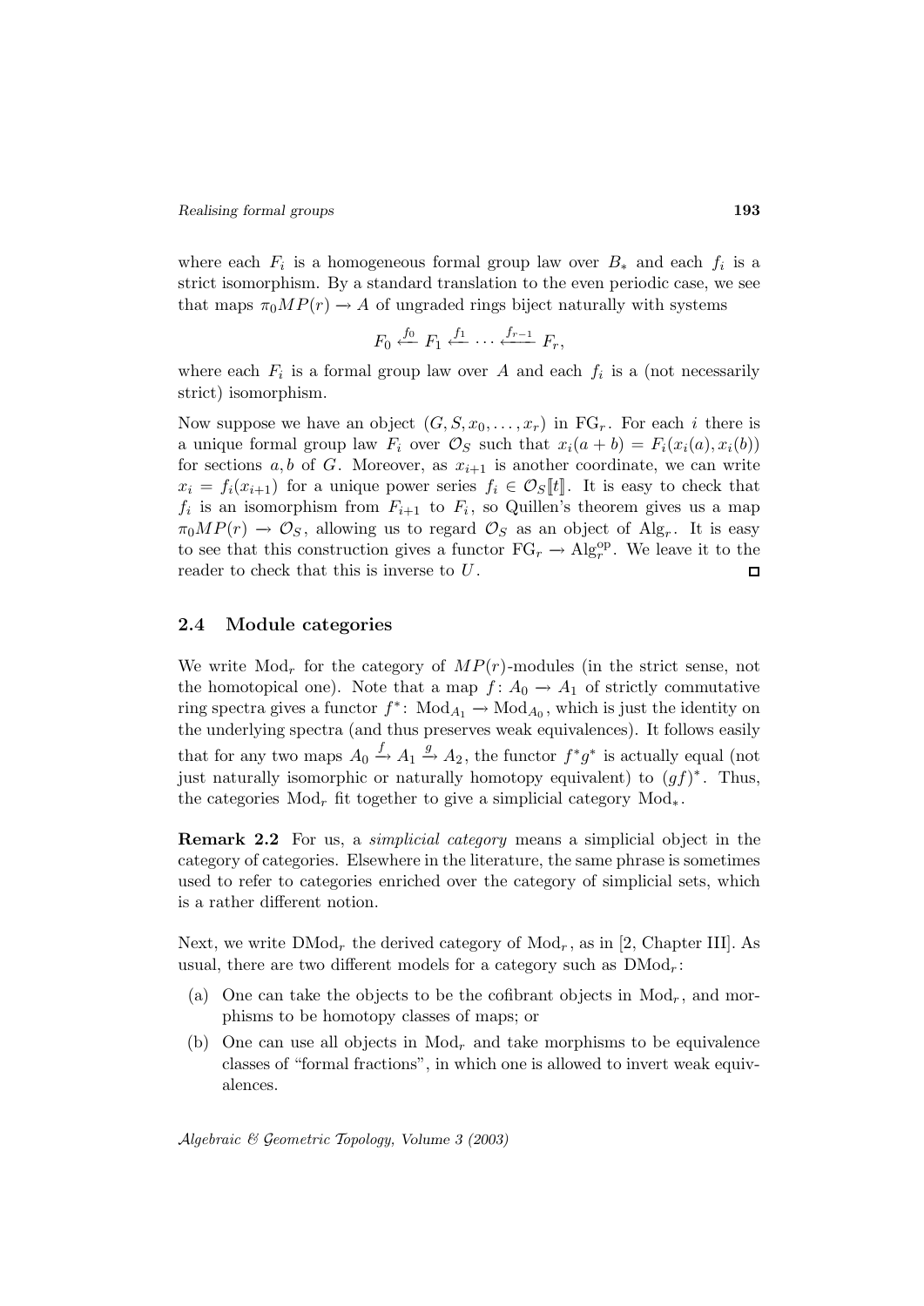where each $F_i$ is a homogeneous formal group law over $B_*$ and each $f_i$ is a strict isomorphism. By a standard translation to the even periodic case, we see that maps $\pi_0 MP(r) \to A$ of ungraded rings biject naturally with systems

$$F_0 \xleftarrow{f_0} F_1 \xleftarrow{f_1} \cdots \xleftarrow{f_{r-1}} F_r,$$

where each $F_i$ is a formal group law over $A$ and each $f_i$ is a (not necessarily strict) isomorphism.

Now suppose we have an object $(G, S, x_0, \ldots, x_r)$ in $\mathrm{FG}_r$. For each $i$ there is a unique formal group law $F_i$ over $\mathcal{O}_S$ such that $x_i(a+b) = F_i(x_i(a), x_i(b))$ for sections $a, b$ of $G$. Moreover, as $x_{i+1}$ is another coordinate, we can write $x_i = f_i(x_{i+1})$ for a unique power series $f_i \in \mathcal{O}_S[\![t]\!]$. It is easy to check that $f_i$ is an isomorphism from $F_{i+1}$ to $F_i$, so Quillen's theorem gives us a map $\pi_0 MP(r) \to \mathcal{O}_S$, allowing us to regard $\mathcal{O}_S$ as an object of $\mathrm{Alg}_r$. It is easy to see that this construction gives a functor $\mathrm{FG}_r \to \mathrm{Alg}_r^{\mathrm{op}}$. We leave it to the reader to check that this is inverse to $U$. $\square$

### 2.4 Module categories

We write $\mathrm{Mod}_r$ for the category of $MP(r)$-modules (in the strict sense, not the homotopical one). Note that a map $f\colon A_0 \to A_1$ of strictly commutative ring spectra gives a functor $f^*\colon \mathrm{Mod}_{A_1} \to \mathrm{Mod}_{A_0}$, which is just the identity on the underlying spectra (and thus preserves weak equivalences). It follows easily that for any two maps $A_0 \xrightarrow{f} A_1 \xrightarrow{g} A_2$, the functor $f^* g^*$ is actually equal (not just naturally isomorphic or naturally homotopy equivalent) to $(gf)^*$. Thus, the categories $\mathrm{Mod}_r$ fit together to give a simplicial category $\mathrm{Mod}_*$.

**Remark 2.2** For us, a *simplicial category* means a simplicial object in the category of categories. Elsewhere in the literature, the same phrase is sometimes used to refer to categories enriched over the category of simplicial sets, which is a rather different notion.

Next, we write $\mathrm{DMod}_r$ the derived category of $\mathrm{Mod}_r$, as in [2, Chapter III]. As usual, there are two different models for a category such as $\mathrm{DMod}_r$:

(a) One can take the objects to be the cofibrant objects in $\mathrm{Mod}_r$, and morphisms to be homotopy classes of maps; or

(b) One can use all objects in $\mathrm{Mod}_r$ and take morphisms to be equivalence classes of "formal fractions", in which one is allowed to invert weak equivalences.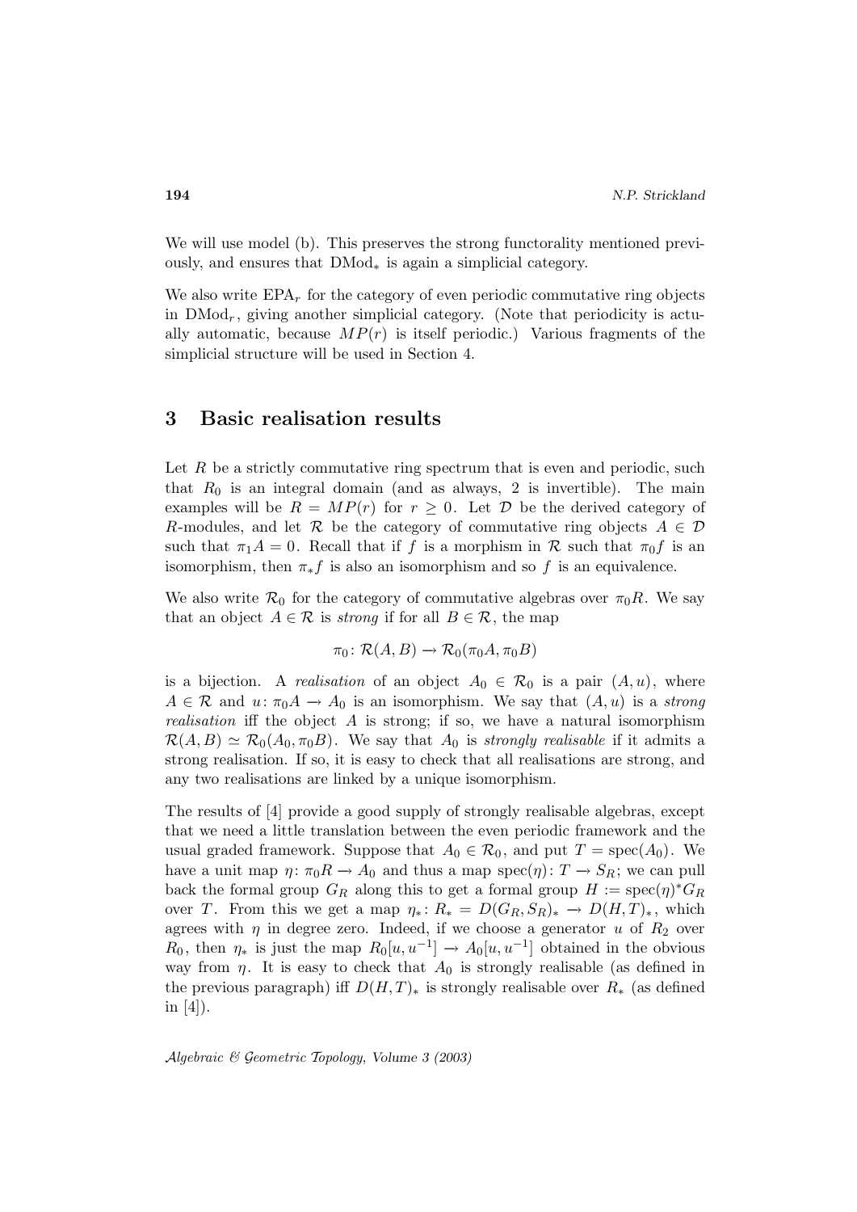We will use model (b). This preserves the strong functorality mentioned previously, and ensures that $\mathrm{DMod}_*$ is again a simplicial category.

We also write $\mathrm{EPA}_r$ for the category of even periodic commutative ring objects in $\mathrm{DMod}_r$, giving another simplicial category. (Note that periodicity is actually automatic, because $MP(r)$ is itself periodic.) Various fragments of the simplicial structure will be used in Section 4.

## 3 Basic realisation results

Let $R$ be a strictly commutative ring spectrum that is even and periodic, such that $R_0$ is an integral domain (and as always, 2 is invertible). The main examples will be $R = MP(r)$ for $r \geq 0$. Let $\mathcal{D}$ be the derived category of $R$-modules, and let $\mathcal{R}$ be the category of commutative ring objects $A \in \mathcal{D}$ such that $\pi_1 A = 0$. Recall that if $f$ is a morphism in $\mathcal{R}$ such that $\pi_0 f$ is an isomorphism, then $\pi_* f$ is also an isomorphism and so $f$ is an equivalence.

We also write $\mathcal{R}_0$ for the category of commutative algebras over $\pi_0 R$. We say that an object $A \in \mathcal{R}$ is *strong* if for all $B \in \mathcal{R}$, the map

$$\pi_0 \colon \mathcal{R}(A, B) \to \mathcal{R}_0(\pi_0 A, \pi_0 B)$$

is a bijection. A *realisation* of an object $A_0 \in \mathcal{R}_0$ is a pair $(A, u)$, where $A \in \mathcal{R}$ and $u \colon \pi_0 A \to A_0$ is an isomorphism. We say that $(A, u)$ is a *strong realisation* iff the object $A$ is strong; if so, we have a natural isomorphism $\mathcal{R}(A, B) \simeq \mathcal{R}_0(A_0, \pi_0 B)$. We say that $A_0$ is *strongly realisable* if it admits a strong realisation. If so, it is easy to check that all realisations are strong, and any two realisations are linked by a unique isomorphism.

The results of [4] provide a good supply of strongly realisable algebras, except that we need a little translation between the even periodic framework and the usual graded framework. Suppose that $A_0 \in \mathcal{R}_0$, and put $T = \mathrm{spec}(A_0)$. We have a unit map $\eta \colon \pi_0 R \to A_0$ and thus a map $\mathrm{spec}(\eta) \colon T \to S_R$; we can pull back the formal group $G_R$ along this to get a formal group $H := \mathrm{spec}(\eta)^* G_R$ over $T$. From this we get a map $\eta_* \colon R_* = D(G_R, S_R)_* \to D(H, T)_*$, which agrees with $\eta$ in degree zero. Indeed, if we choose a generator $u$ of $R_2$ over $R_0$, then $\eta_*$ is just the map $R_0[u, u^{-1}] \to A_0[u, u^{-1}]$ obtained in the obvious way from $\eta$. It is easy to check that $A_0$ is strongly realisable (as defined in the previous paragraph) iff $D(H, T)_*$ is strongly realisable over $R_*$ (as defined in [4]).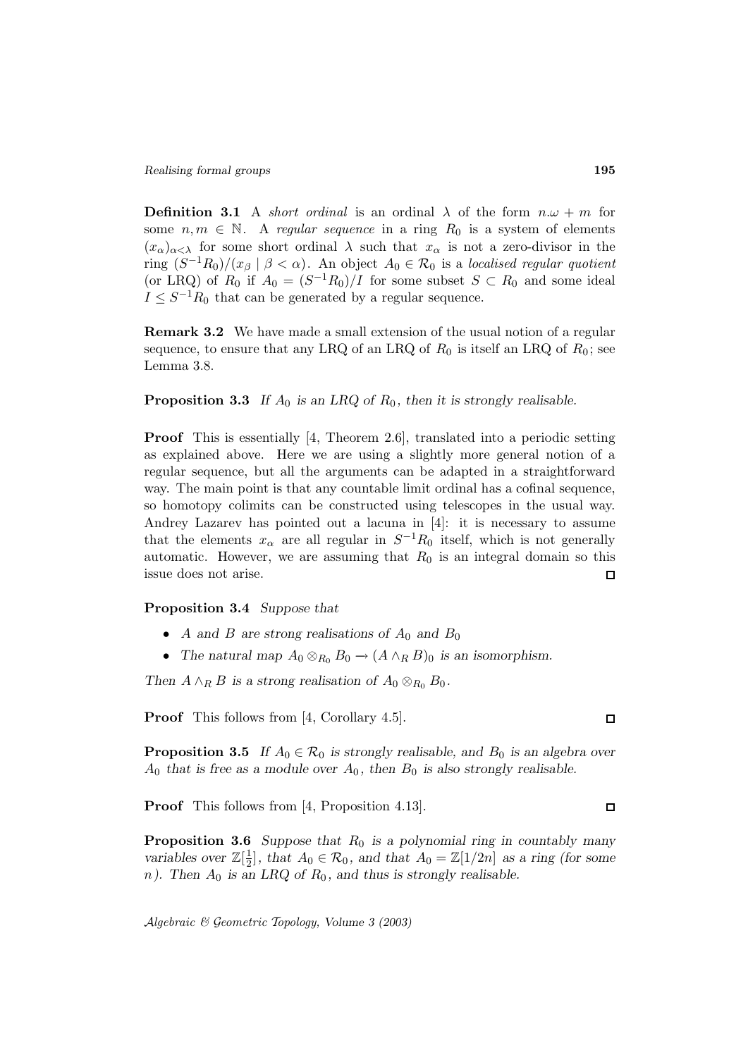**Definition 3.1** A *short ordinal* is an ordinal $\lambda$ of the form $n.\omega + m$ for some $n, m \in \mathbb{N}$. A *regular sequence* in a ring $R_0$ is a system of elements $(x_\alpha)_{\alpha<\lambda}$ for some short ordinal $\lambda$ such that $x_\alpha$ is not a zero-divisor in the ring $(S^{-1}R_0)/(x_\beta \mid \beta < \alpha)$. An object $A_0 \in \mathcal{R}_0$ is a *localised regular quotient* (or LRQ) of $R_0$ if $A_0 = (S^{-1}R_0)/I$ for some subset $S \subset R_0$ and some ideal $I \leq S^{-1}R_0$ that can be generated by a regular sequence.

**Remark 3.2** We have made a small extension of the usual notion of a regular sequence, to ensure that any LRQ of an LRQ of $R_0$ is itself an LRQ of $R_0$; see Lemma 3.8.

**Proposition 3.3** *If $A_0$ is an LRQ of $R_0$, then it is strongly realisable.*

**Proof** This is essentially [4, Theorem 2.6], translated into a periodic setting as explained above. Here we are using a slightly more general notion of a regular sequence, but all the arguments can be adapted in a straightforward way. The main point is that any countable limit ordinal has a cofinal sequence, so homotopy colimits can be constructed using telescopes in the usual way. Andrey Lazarev has pointed out a lacuna in [4]: it is necessary to assume that the elements $x_\alpha$ are all regular in $S^{-1}R_0$ itself, which is not generally automatic. However, we are assuming that $R_0$ is an integral domain so this issue does not arise. □

**Proposition 3.4** *Suppose that*

- *$A$ and $B$ are strong realisations of $A_0$ and $B_0$*
- *The natural map $A_0 \otimes_{R_0} B_0 \to (A \wedge_R B)_0$ is an isomorphism.*

*Then $A \wedge_R B$ is a strong realisation of $A_0 \otimes_{R_0} B_0$.*

**Proof** This follows from [4, Corollary 4.5]. □

**Proposition 3.5** *If $A_0 \in \mathcal{R}_0$ is strongly realisable, and $B_0$ is an algebra over $A_0$ that is free as a module over $A_0$, then $B_0$ is also strongly realisable.*

**Proof** This follows from [4, Proposition 4.13]. □

**Proposition 3.6** *Suppose that $R_0$ is a polynomial ring in countably many variables over $\mathbb{Z}[\frac{1}{2}]$, that $A_0 \in \mathcal{R}_0$, and that $A_0 = \mathbb{Z}[1/2n]$ as a ring (for some $n$). Then $A_0$ is an LRQ of $R_0$, and thus is strongly realisable.*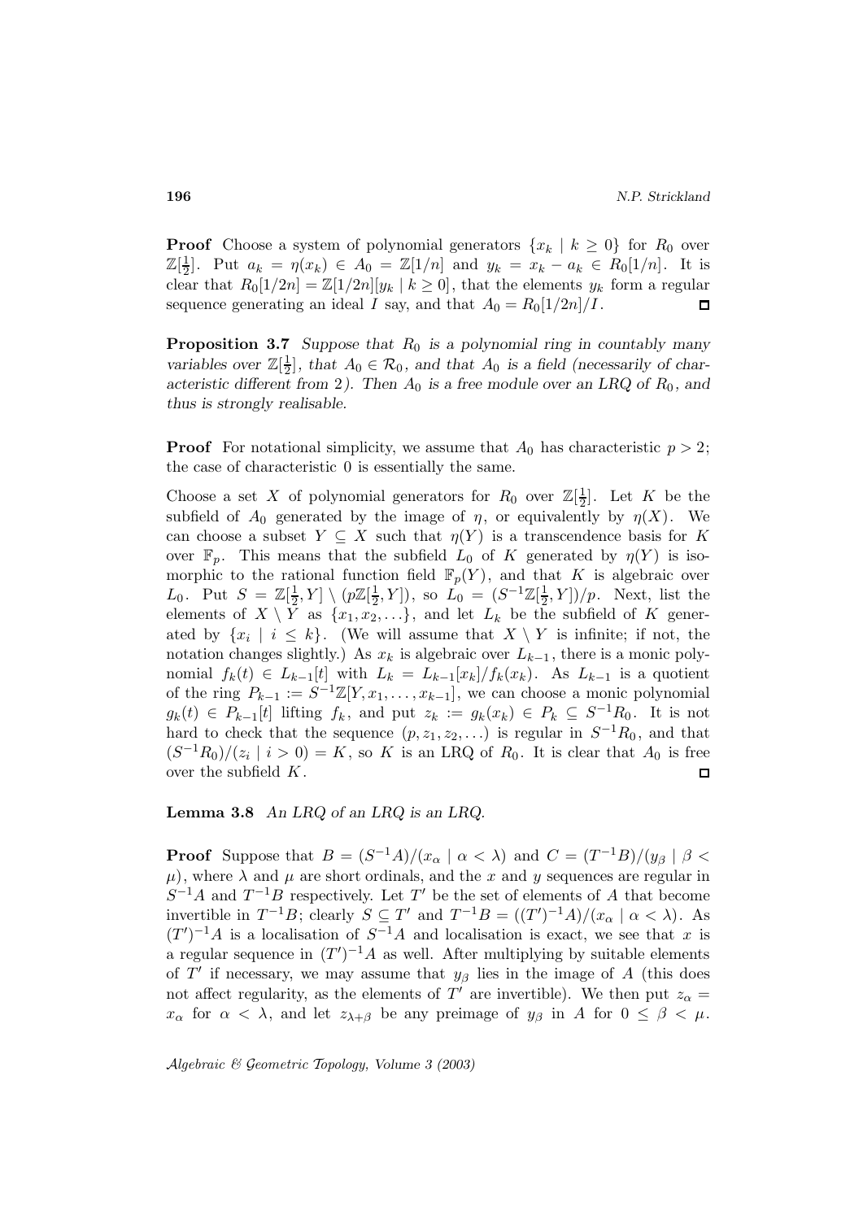**Proof** Choose a system of polynomial generators $\{x_k \mid k \geq 0\}$ for $R_0$ over $\mathbb{Z}[\frac{1}{2}]$. Put $a_k = \eta(x_k) \in A_0 = \mathbb{Z}[1/n]$ and $y_k = x_k - a_k \in R_0[1/n]$. It is clear that $R_0[1/2n] = \mathbb{Z}[1/2n][y_k \mid k \geq 0]$, that the elements $y_k$ form a regular sequence generating an ideal $I$ say, and that $A_0 = R_0[1/2n]/I$. ◻

**Proposition 3.7** *Suppose that $R_0$ is a polynomial ring in countably many variables over $\mathbb{Z}[\frac{1}{2}]$, that $A_0 \in \mathcal{R}_0$, and that $A_0$ is a field (necessarily of characteristic different from 2). Then $A_0$ is a free module over an LRQ of $R_0$, and thus is strongly realisable.*

**Proof** For notational simplicity, we assume that $A_0$ has characteristic $p > 2$; the case of characteristic 0 is essentially the same.

Choose a set $X$ of polynomial generators for $R_0$ over $\mathbb{Z}[\frac{1}{2}]$. Let $K$ be the subfield of $A_0$ generated by the image of $\eta$, or equivalently by $\eta(X)$. We can choose a subset $Y \subseteq X$ such that $\eta(Y)$ is a transcendence basis for $K$ over $\mathbb{F}_p$. This means that the subfield $L_0$ of $K$ generated by $\eta(Y)$ is isomorphic to the rational function field $\mathbb{F}_p(Y)$, and that $K$ is algebraic over $L_0$. Put $S = \mathbb{Z}[\frac{1}{2}, Y] \setminus (p\mathbb{Z}[\frac{1}{2}, Y])$, so $L_0 = (S^{-1}\mathbb{Z}[\frac{1}{2}, Y])/p$. Next, list the elements of $X \setminus Y$ as $\{x_1, x_2, \ldots\}$, and let $L_k$ be the subfield of $K$ generated by $\{x_i \mid i \leq k\}$. (We will assume that $X \setminus Y$ is infinite; if not, the notation changes slightly.) As $x_k$ is algebraic over $L_{k-1}$, there is a monic polynomial $f_k(t) \in L_{k-1}[t]$ with $L_k = L_{k-1}[x_k]/f_k(x_k)$. As $L_{k-1}$ is a quotient of the ring $P_{k-1} := S^{-1}\mathbb{Z}[Y, x_1, \ldots, x_{k-1}]$, we can choose a monic polynomial $g_k(t) \in P_{k-1}[t]$ lifting $f_k$, and put $z_k := g_k(x_k) \in P_k \subseteq S^{-1}R_0$. It is not hard to check that the sequence $(p, z_1, z_2, \ldots)$ is regular in $S^{-1}R_0$, and that $(S^{-1}R_0)/(z_i \mid i > 0) = K$, so $K$ is an LRQ of $R_0$. It is clear that $A_0$ is free over the subfield $K$. ◻

**Lemma 3.8** *An LRQ of an LRQ is an LRQ.*

**Proof** Suppose that $B = (S^{-1}A)/(x_\alpha \mid \alpha < \lambda)$ and $C = (T^{-1}B)/(y_\beta \mid \beta < \mu)$, where $\lambda$ and $\mu$ are short ordinals, and the $x$ and $y$ sequences are regular in $S^{-1}A$ and $T^{-1}B$ respectively. Let $T'$ be the set of elements of $A$ that become invertible in $T^{-1}B$; clearly $S \subseteq T'$ and $T^{-1}B = ((T')^{-1}A)/(x_\alpha \mid \alpha < \lambda)$. As $(T')^{-1}A$ is a localisation of $S^{-1}A$ and localisation is exact, we see that $x$ is a regular sequence in $(T')^{-1}A$ as well. After multiplying by suitable elements of $T'$ if necessary, we may assume that $y_\beta$ lies in the image of $A$ (this does not affect regularity, as the elements of $T'$ are invertible). We then put $z_\alpha = x_\alpha$ for $\alpha < \lambda$, and let $z_{\lambda+\beta}$ be any preimage of $y_\beta$ in $A$ for $0 \leq \beta < \mu$.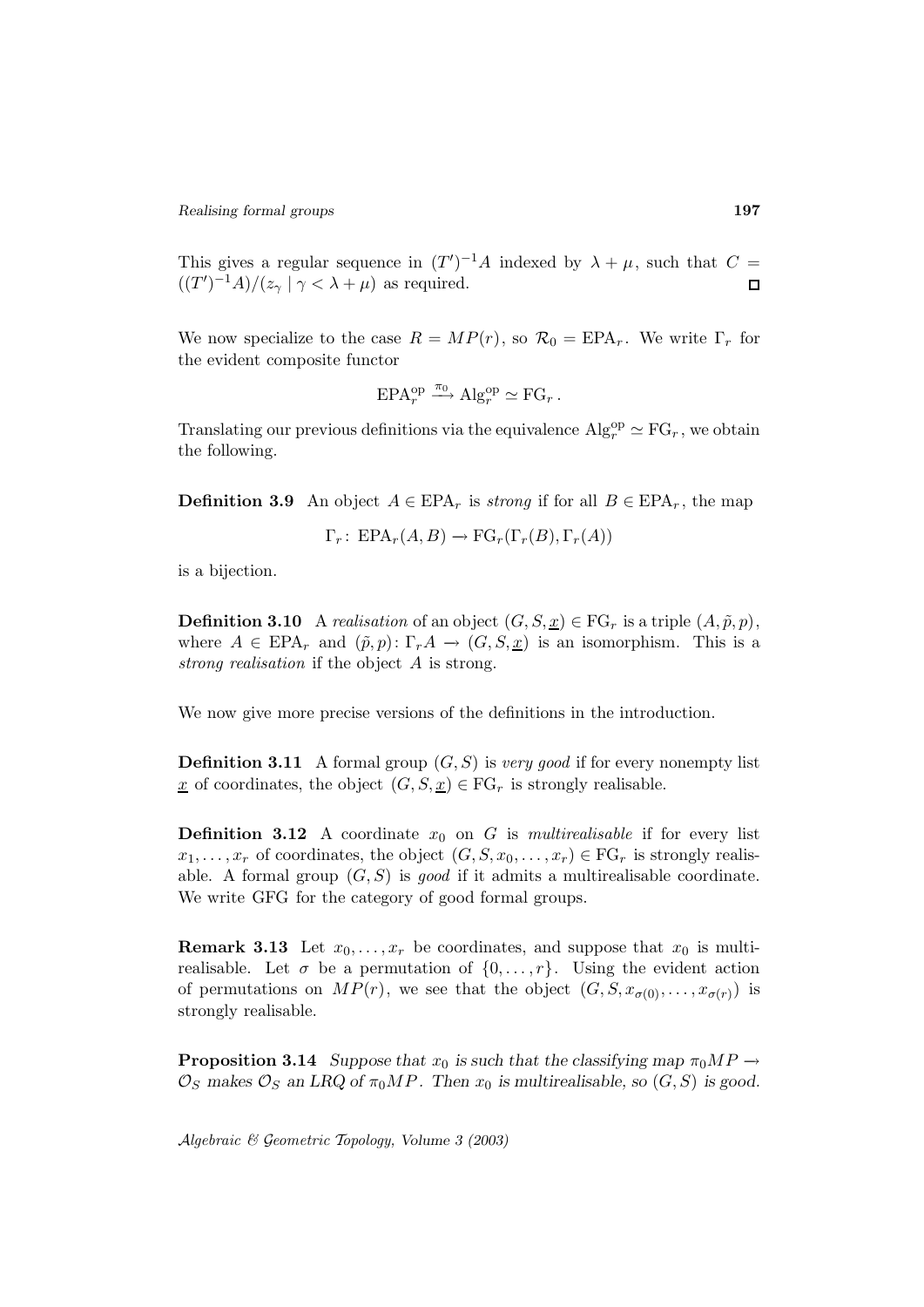This gives a regular sequence in $(T')^{-1}A$ indexed by $\lambda + \mu$, such that $C = ((T')^{-1}A)/(z_\gamma \mid \gamma < \lambda + \mu)$ as required. ∎

We now specialize to the case $R = MP(r)$, so $\mathcal{R}_0 = \mathrm{EPA}_r$. We write $\Gamma_r$ for the evident composite functor

$$\mathrm{EPA}_r^{\mathrm{op}} \xrightarrow{\pi_0} \mathrm{Alg}_r^{\mathrm{op}} \simeq \mathrm{FG}_r\,.$$

Translating our previous definitions via the equivalence $\mathrm{Alg}_r^{\mathrm{op}} \simeq \mathrm{FG}_r$, we obtain the following.

**Definition 3.9** An object $A \in \mathrm{EPA}_r$ is *strong* if for all $B \in \mathrm{EPA}_r$, the map

$$\Gamma_r\colon\ \mathrm{EPA}_r(A, B) \to \mathrm{FG}_r(\Gamma_r(B), \Gamma_r(A))$$

is a bijection.

**Definition 3.10** A *realisation* of an object $(G, S, \underline{x}) \in \mathrm{FG}_r$ is a triple $(A, \tilde{p}, p)$, where $A \in \mathrm{EPA}_r$ and $(\tilde{p}, p)\colon \Gamma_r A \to (G, S, \underline{x})$ is an isomorphism. This is a *strong realisation* if the object $A$ is strong.

We now give more precise versions of the definitions in the introduction.

**Definition 3.11** A formal group $(G, S)$ is *very good* if for every nonempty list $\underline{x}$ of coordinates, the object $(G, S, \underline{x}) \in \mathrm{FG}_r$ is strongly realisable.

**Definition 3.12** A coordinate $x_0$ on $G$ is *multirealisable* if for every list $x_1, \ldots, x_r$ of coordinates, the object $(G, S, x_0, \ldots, x_r) \in \mathrm{FG}_r$ is strongly realisable. A formal group $(G, S)$ is *good* if it admits a multirealisable coordinate. We write GFG for the category of good formal groups.

**Remark 3.13** Let $x_0, \ldots, x_r$ be coordinates, and suppose that $x_0$ is multirealisable. Let $\sigma$ be a permutation of $\{0, \ldots, r\}$. Using the evident action of permutations on $MP(r)$, we see that the object $(G, S, x_{\sigma(0)}, \ldots, x_{\sigma(r)})$ is strongly realisable.

**Proposition 3.14** *Suppose that $x_0$ is such that the classifying map $\pi_0 MP \to \mathcal{O}_S$ makes $\mathcal{O}_S$ an LRQ of $\pi_0 MP$. Then $x_0$ is multirealisable, so $(G, S)$ is good.*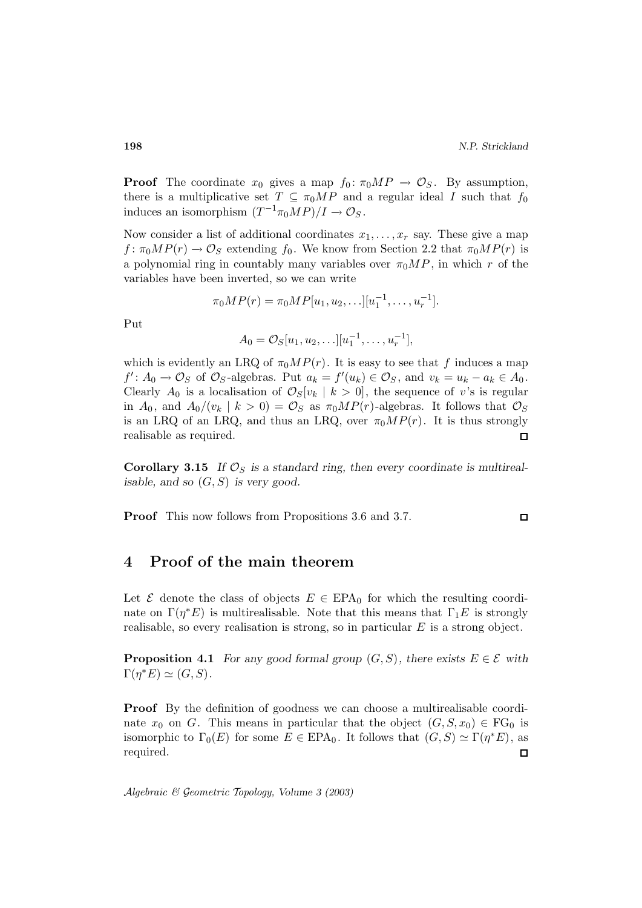**Proof** The coordinate $x_0$ gives a map $f_0\colon \pi_0 MP \to \mathcal{O}_S$. By assumption, there is a multiplicative set $T \subseteq \pi_0 MP$ and a regular ideal $I$ such that $f_0$ induces an isomorphism $(T^{-1}\pi_0 MP)/I \to \mathcal{O}_S$.

Now consider a list of additional coordinates $x_1, \ldots, x_r$ say. These give a map $f\colon \pi_0 MP(r) \to \mathcal{O}_S$ extending $f_0$. We know from Section 2.2 that $\pi_0 MP(r)$ is a polynomial ring in countably many variables over $\pi_0 MP$, in which $r$ of the variables have been inverted, so we can write

$$\pi_0 MP(r) = \pi_0 MP[u_1, u_2, \ldots][u_1^{-1}, \ldots, u_r^{-1}].$$

Put

$$A_0 = \mathcal{O}_S[u_1, u_2, \ldots][u_1^{-1}, \ldots, u_r^{-1}],$$

which is evidently an LRQ of $\pi_0 MP(r)$. It is easy to see that $f$ induces a map $f'\colon A_0 \to \mathcal{O}_S$ of $\mathcal{O}_S$-algebras. Put $a_k = f'(u_k) \in \mathcal{O}_S$, and $v_k = u_k - a_k \in A_0$. Clearly $A_0$ is a localisation of $\mathcal{O}_S[v_k \mid k > 0]$, the sequence of $v$'s is regular in $A_0$, and $A_0/(v_k \mid k > 0) = \mathcal{O}_S$ as $\pi_0 MP(r)$-algebras. It follows that $\mathcal{O}_S$ is an LRQ of an LRQ, and thus an LRQ, over $\pi_0 MP(r)$. It is thus strongly realisable as required. $\square$

**Corollary 3.15** *If $\mathcal{O}_S$ is a standard ring, then every coordinate is multirealisable, and so $(G, S)$ is very good.*

**Proof** This now follows from Propositions 3.6 and 3.7. $\square$

# 4 Proof of the main theorem

Let $\mathcal{E}$ denote the class of objects $E \in \mathrm{EPA}_0$ for which the resulting coordinate on $\Gamma(\eta^* E)$ is multirealisable. Note that this means that $\Gamma_1 E$ is strongly realisable, so every realisation is strong, so in particular $E$ is a strong object.

**Proposition 4.1** *For any good formal group $(G, S)$, there exists $E \in \mathcal{E}$ with $\Gamma(\eta^* E) \simeq (G, S)$.*

**Proof** By the definition of goodness we can choose a multirealisable coordinate $x_0$ on $G$. This means in particular that the object $(G, S, x_0) \in \mathrm{FG}_0$ is isomorphic to $\Gamma_0(E)$ for some $E \in \mathrm{EPA}_0$. It follows that $(G, S) \simeq \Gamma(\eta^* E)$, as required. $\square$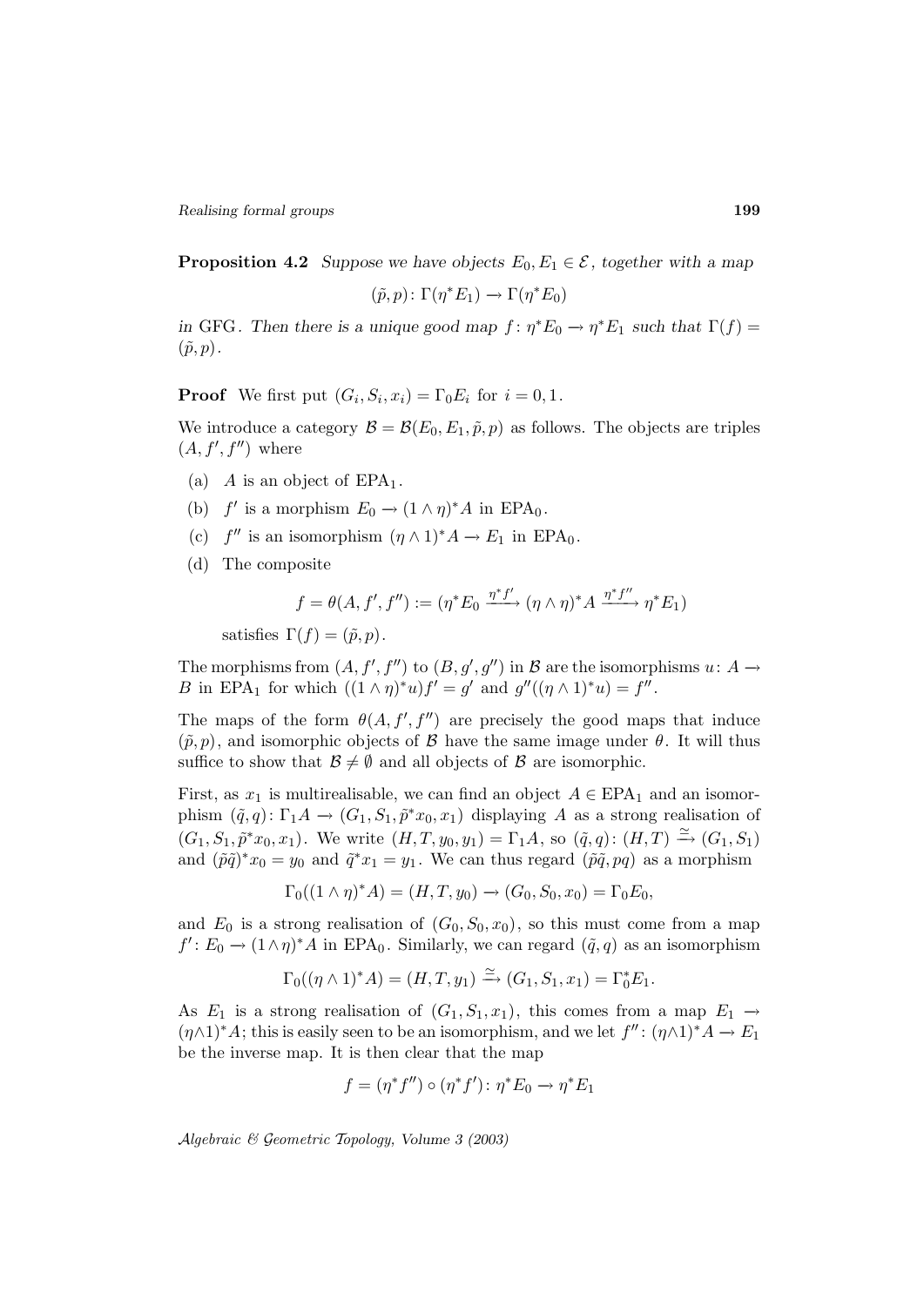**Proposition 4.2** *Suppose we have objects $E_0, E_1 \in \mathcal{E}$, together with a map*

$$(\tilde{p}, p) \colon \Gamma(\eta^* E_1) \to \Gamma(\eta^* E_0)$$

*in* GFG. *Then there is a unique good map $f \colon \eta^* E_0 \to \eta^* E_1$ such that $\Gamma(f) = (\tilde{p}, p)$.*

**Proof** We first put $(G_i, S_i, x_i) = \Gamma_0 E_i$ for $i = 0, 1$.

We introduce a category $\mathcal{B} = \mathcal{B}(E_0, E_1, \tilde{p}, p)$ as follows. The objects are triples $(A, f', f'')$ where

- (a) $A$ is an object of $\mathrm{EPA}_1$.
- (b) $f'$ is a morphism $E_0 \to (1 \wedge \eta)^* A$ in $\mathrm{EPA}_0$.
- (c) $f''$ is an isomorphism $(\eta \wedge 1)^* A \to E_1$ in $\mathrm{EPA}_0$.
- (d) The composite

$$f = \theta(A, f', f'') := (\eta^* E_0 \xrightarrow{\eta^* f'} (\eta \wedge \eta)^* A \xrightarrow{\eta^* f''} \eta^* E_1)$$

  satisfies $\Gamma(f) = (\tilde{p}, p)$.

The morphisms from $(A, f', f'')$ to $(B, g', g'')$ in $\mathcal{B}$ are the isomorphisms $u \colon A \to B$ in $\mathrm{EPA}_1$ for which $((1 \wedge \eta)^* u) f' = g'$ and $g''((\eta \wedge 1)^* u) = f''$.

The maps of the form $\theta(A, f', f'')$ are precisely the good maps that induce $(\tilde{p}, p)$, and isomorphic objects of $\mathcal{B}$ have the same image under $\theta$. It will thus suffice to show that $\mathcal{B} \neq \emptyset$ and all objects of $\mathcal{B}$ are isomorphic.

First, as $x_1$ is multirealisable, we can find an object $A \in \mathrm{EPA}_1$ and an isomorphism $(\tilde{q}, q) \colon \Gamma_1 A \to (G_1, S_1, \tilde{p}^* x_0, x_1)$ displaying $A$ as a strong realisation of $(G_1, S_1, \tilde{p}^* x_0, x_1)$. We write $(H, T, y_0, y_1) = \Gamma_1 A$, so $(\tilde{q}, q) \colon (H, T) \xrightarrow{\simeq} (G_1, S_1)$ and $(\tilde{p}\tilde{q})^* x_0 = y_0$ and $\tilde{q}^* x_1 = y_1$. We can thus regard $(\tilde{p}\tilde{q}, pq)$ as a morphism

$$\Gamma_0((1 \wedge \eta)^* A) = (H, T, y_0) \to (G_0, S_0, x_0) = \Gamma_0 E_0,$$

and $E_0$ is a strong realisation of $(G_0, S_0, x_0)$, so this must come from a map $f' \colon E_0 \to (1 \wedge \eta)^* A$ in $\mathrm{EPA}_0$. Similarly, we can regard $(\tilde{q}, q)$ as an isomorphism

$$\Gamma_0((\eta \wedge 1)^* A) = (H, T, y_1) \xrightarrow{\simeq} (G_1, S_1, x_1) = \Gamma_0^* E_1.$$

As $E_1$ is a strong realisation of $(G_1, S_1, x_1)$, this comes from a map $E_1 \to (\eta \wedge 1)^* A$; this is easily seen to be an isomorphism, and we let $f'' \colon (\eta \wedge 1)^* A \to E_1$ be the inverse map. It is then clear that the map

$$f = (\eta^* f'') \circ (\eta^* f') \colon \eta^* E_0 \to \eta^* E_1$$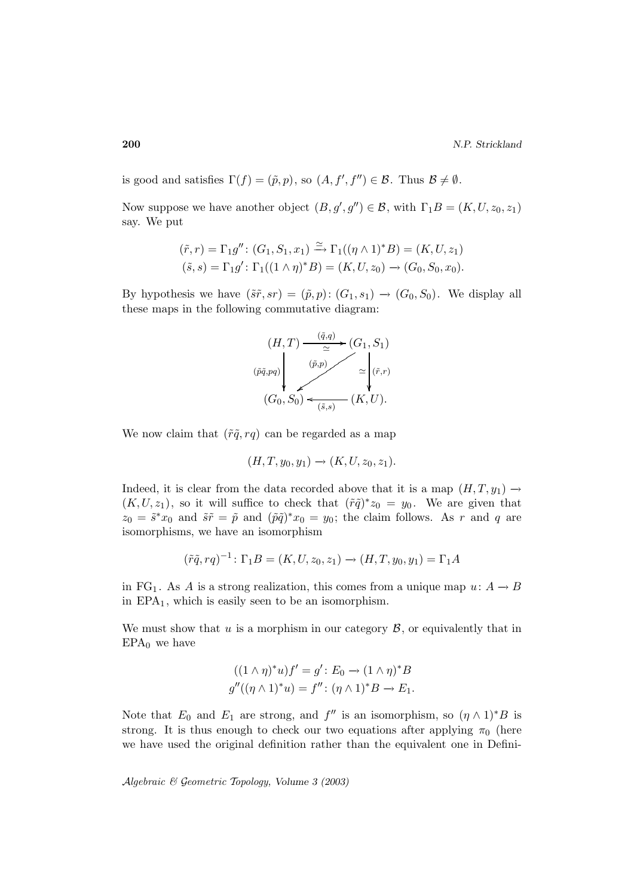is good and satisfies $\Gamma(f) = (\tilde{p}, p)$, so $(A, f', f'') \in \mathcal{B}$. Thus $\mathcal{B} \neq \emptyset$.

Now suppose we have another object $(B, g', g'') \in \mathcal{B}$, with $\Gamma_1 B = (K, U, z_0, z_1)$ say. We put

$$
\begin{aligned}
(\tilde{r}, r) &= \Gamma_1 g'' \colon (G_1, S_1, x_1) \xrightarrow{\simeq} \Gamma_1((\eta \wedge 1)^* B) = (K, U, z_1) \\
(\tilde{s}, s) &= \Gamma_1 g' \colon \Gamma_1((1 \wedge \eta)^* B) = (K, U, z_0) \to (G_0, S_0, x_0).
\end{aligned}
$$

By hypothesis we have $(\tilde{s}\tilde{r}, sr) = (\tilde{p}, p) \colon (G_1, s_1) \to (G_0, S_0)$. We display all these maps in the following commutative diagram:

$$
\begin{array}{ccc}
(H, T) & \xrightarrow[\simeq]{(\tilde{q}, q)} & (G_1, S_1) \\
{\scriptstyle (\tilde{p}\tilde{q}, pq)} \downarrow & \swarrow {\scriptstyle (\tilde{p}, p)} & \downarrow {\scriptstyle \simeq\, (\tilde{r}, r)} \\
(G_0, S_0) & \xleftarrow[(\tilde{s}, s)]{} & (K, U).
\end{array}
$$

We now claim that $(\tilde{r}\tilde{q}, rq)$ can be regarded as a map

$$
(H, T, y_0, y_1) \to (K, U, z_0, z_1).
$$

Indeed, it is clear from the data recorded above that it is a map $(H, T, y_1) \to (K, U, z_1)$, so it will suffice to check that $(\tilde{r}\tilde{q})^* z_0 = y_0$. We are given that $z_0 = \tilde{s}^* x_0$ and $\tilde{s}\tilde{r} = \tilde{p}$ and $(\tilde{p}\tilde{q})^* x_0 = y_0$; the claim follows. As $r$ and $q$ are isomorphisms, we have an isomorphism

$$
(\tilde{r}\tilde{q}, rq)^{-1} \colon \Gamma_1 B = (K, U, z_0, z_1) \to (H, T, y_0, y_1) = \Gamma_1 A
$$

in $\mathrm{FG}_1$. As $A$ is a strong realization, this comes from a unique map $u \colon A \to B$ in $\mathrm{EPA}_1$, which is easily seen to be an isomorphism.

We must show that $u$ is a morphism in our category $\mathcal{B}$, or equivalently that in $\mathrm{EPA}_0$ we have

$$
\begin{aligned}
((1 \wedge \eta)^* u) f' &= g' \colon E_0 \to (1 \wedge \eta)^* B \\
g''((\eta \wedge 1)^* u) &= f'' \colon (\eta \wedge 1)^* B \to E_1.
\end{aligned}
$$

Note that $E_0$ and $E_1$ are strong, and $f''$ is an isomorphism, so $(\eta \wedge 1)^* B$ is strong. It is thus enough to check our two equations after applying $\pi_0$ (here we have used the original definition rather than the equivalent one in Defini-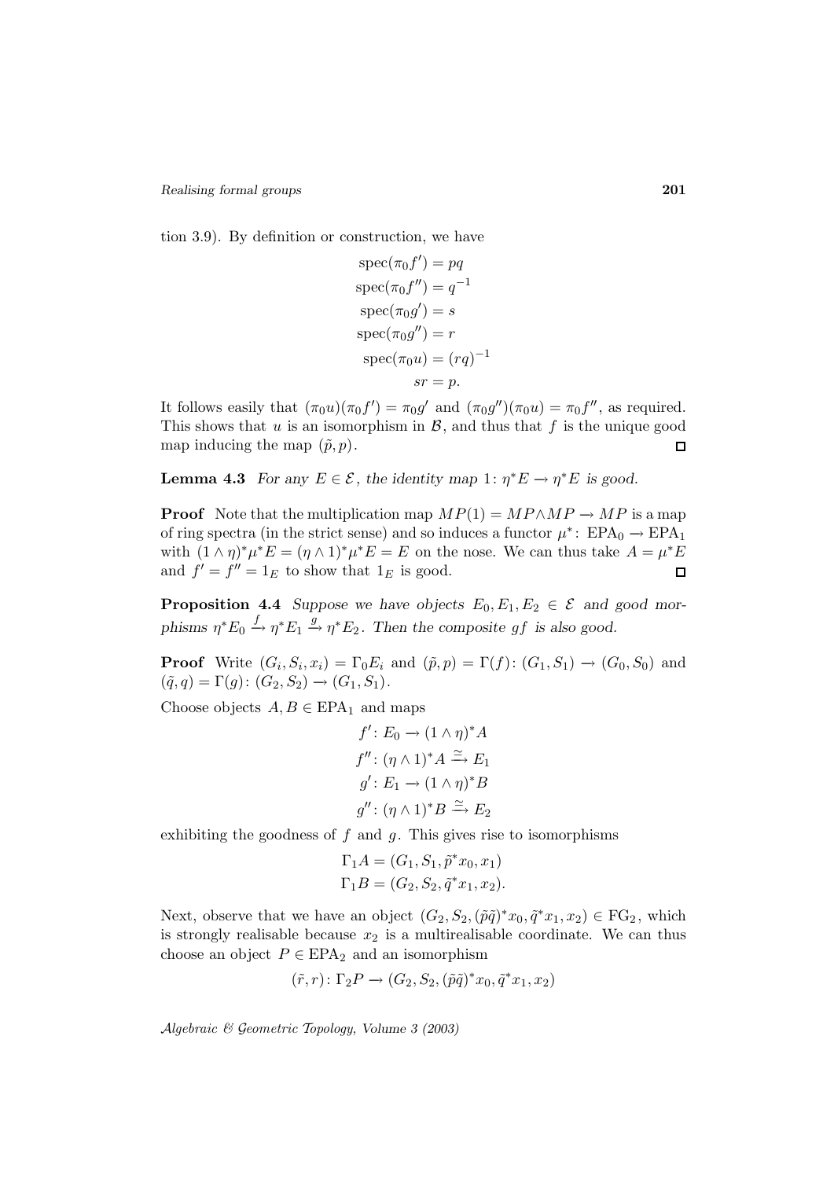tion 3.9). By definition or construction, we have

$$\begin{aligned}
\mathrm{spec}(\pi_0 f') &= pq \\
\mathrm{spec}(\pi_0 f'') &= q^{-1} \\
\mathrm{spec}(\pi_0 g') &= s \\
\mathrm{spec}(\pi_0 g'') &= r \\
\mathrm{spec}(\pi_0 u) &= (rq)^{-1} \\
sr &= p.
\end{aligned}$$

It follows easily that $(\pi_0 u)(\pi_0 f') = \pi_0 g'$ and $(\pi_0 g'')(\pi_0 u) = \pi_0 f''$, as required. This shows that $u$ is an isomorphism in $\mathcal{B}$, and thus that $f$ is the unique good map inducing the map $(\tilde{p}, p)$. $\square$

**Lemma 4.3** *For any $E \in \mathcal{E}$, the identity map $1\colon \eta^* E \to \eta^* E$ is good.*

**Proof** Note that the multiplication map $MP(1) = MP \wedge MP \to MP$ is a map of ring spectra (in the strict sense) and so induces a functor $\mu^*\colon \mathrm{EPA}_0 \to \mathrm{EPA}_1$ with $(1 \wedge \eta)^* \mu^* E = (\eta \wedge 1)^* \mu^* E = E$ on the nose. We can thus take $A = \mu^* E$ and $f' = f'' = 1_E$ to show that $1_E$ is good. $\square$

**Proposition 4.4** *Suppose we have objects $E_0, E_1, E_2 \in \mathcal{E}$ and good morphisms $\eta^* E_0 \xrightarrow{f} \eta^* E_1 \xrightarrow{g} \eta^* E_2$. Then the composite $gf$ is also good.*

**Proof** Write $(G_i, S_i, x_i) = \Gamma_0 E_i$ and $(\tilde{p}, p) = \Gamma(f)\colon (G_1, S_1) \to (G_0, S_0)$ and $(\tilde{q}, q) = \Gamma(g)\colon (G_2, S_2) \to (G_1, S_1)$.

Choose objects $A, B \in \mathrm{EPA}_1$ and maps

$$\begin{aligned}
f'&\colon E_0 \to (1 \wedge \eta)^* A \\
f''&\colon (\eta \wedge 1)^* A \xrightarrow{\simeq} E_1 \\
g'&\colon E_1 \to (1 \wedge \eta)^* B \\
g''&\colon (\eta \wedge 1)^* B \xrightarrow{\simeq} E_2
\end{aligned}$$

exhibiting the goodness of $f$ and $g$. This gives rise to isomorphisms

$$\begin{aligned}
\Gamma_1 A &= (G_1, S_1, \tilde{p}^* x_0, x_1) \\
\Gamma_1 B &= (G_2, S_2, \tilde{q}^* x_1, x_2).
\end{aligned}$$

Next, observe that we have an object $(G_2, S_2, (\tilde{p}\tilde{q})^* x_0, \tilde{q}^* x_1, x_2) \in \mathrm{FG}_2$, which is strongly realisable because $x_2$ is a multirealisable coordinate. We can thus choose an object $P \in \mathrm{EPA}_2$ and an isomorphism

$$(\tilde{r}, r)\colon \Gamma_2 P \to (G_2, S_2, (\tilde{p}\tilde{q})^* x_0, \tilde{q}^* x_1, x_2)$$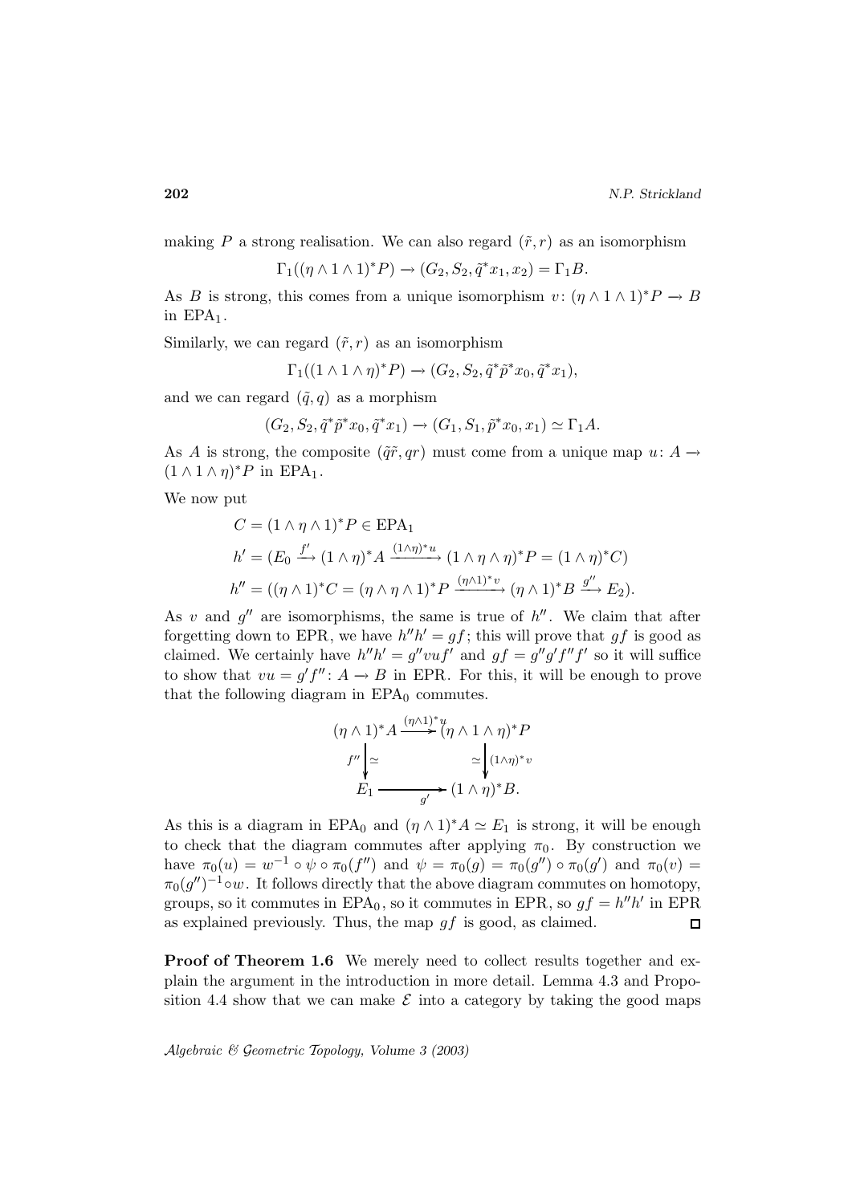making $P$ a strong realisation. We can also regard $(\tilde{r}, r)$ as an isomorphism

$$\Gamma_1((\eta \wedge 1 \wedge 1)^* P) \to (G_2, S_2, \tilde{q}^* x_1, x_2) = \Gamma_1 B.$$

As $B$ is strong, this comes from a unique isomorphism $v\colon (\eta \wedge 1 \wedge 1)^* P \to B$ in $\mathrm{EPA}_1$.

Similarly, we can regard $(\tilde{r}, r)$ as an isomorphism

$$\Gamma_1((1 \wedge 1 \wedge \eta)^* P) \to (G_2, S_2, \tilde{q}^* \tilde{p}^* x_0, \tilde{q}^* x_1),$$

and we can regard $(\tilde{q}, q)$ as a morphism

$$(G_2, S_2, \tilde{q}^* \tilde{p}^* x_0, \tilde{q}^* x_1) \to (G_1, S_1, \tilde{p}^* x_0, x_1) \simeq \Gamma_1 A.$$

As $A$ is strong, the composite $(\tilde{q}\tilde{r}, qr)$ must come from a unique map $u\colon A \to (1 \wedge 1 \wedge \eta)^* P$ in $\mathrm{EPA}_1$.

We now put

$$\begin{aligned}
C &= (1 \wedge \eta \wedge 1)^* P \in \mathrm{EPA}_1 \\
h' &= (E_0 \xrightarrow{f'} (1 \wedge \eta)^* A \xrightarrow{(1\wedge\eta)^* u} (1 \wedge \eta \wedge \eta)^* P = (1 \wedge \eta)^* C) \\
h'' &= ((\eta \wedge 1)^* C = (\eta \wedge \eta \wedge 1)^* P \xrightarrow{(\eta\wedge 1)^* v} (\eta \wedge 1)^* B \xrightarrow{g''} E_2).
\end{aligned}$$

As $v$ and $g''$ are isomorphisms, the same is true of $h''$. We claim that after forgetting down to EPR, we have $h''h' = gf$; this will prove that $gf$ is good as claimed. We certainly have $h''h' = g''vuf'$ and $gf = g''g'f''f'$ so it will suffice to show that $vu = g'f''\colon A \to B$ in EPR. For this, it will be enough to prove that the following diagram in $\mathrm{EPA}_0$ commutes.

$$\begin{array}{ccc}
(\eta \wedge 1)^* A & \xrightarrow{(\eta\wedge 1)^* u} & (\eta \wedge 1 \wedge \eta)^* P \\
{\scriptstyle f''}\downarrow \simeq & & \simeq \downarrow {\scriptstyle (1\wedge\eta)^* v} \\
E_1 & \xrightarrow[g']{} & (1 \wedge \eta)^* B.
\end{array}$$

As this is a diagram in $\mathrm{EPA}_0$ and $(\eta \wedge 1)^* A \simeq E_1$ is strong, it will be enough to check that the diagram commutes after applying $\pi_0$. By construction we have $\pi_0(u) = w^{-1} \circ \psi \circ \pi_0(f'')$ and $\psi = \pi_0(g) = \pi_0(g'') \circ \pi_0(g')$ and $\pi_0(v) = \pi_0(g'')^{-1} \circ w$. It follows directly that the above diagram commutes on homotopy, groups, so it commutes in $\mathrm{EPA}_0$, so it commutes in EPR, so $gf = h''h'$ in EPR as explained previously. Thus, the map $gf$ is good, as claimed. $\square$

**Proof of Theorem 1.6** We merely need to collect results together and explain the argument in the introduction in more detail. Lemma 4.3 and Proposition 4.4 show that we can make $\mathcal{E}$ into a category by taking the good maps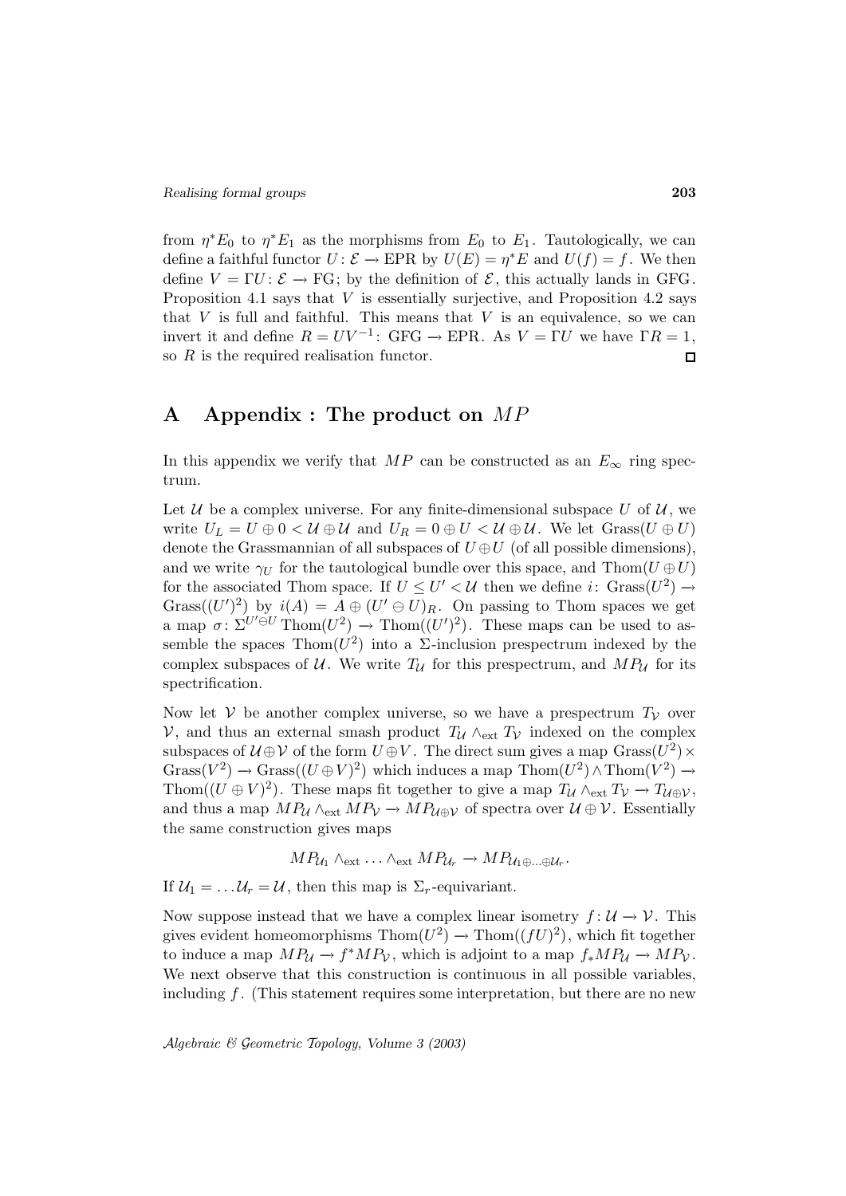from $\eta^*E_0$ to $\eta^*E_1$ as the morphisms from $E_0$ to $E_1$. Tautologically, we can define a faithful functor $U\colon \mathcal{E} \to \mathrm{EPR}$ by $U(E) = \eta^*E$ and $U(f) = f$. We then define $V = \Gamma U\colon \mathcal{E} \to \mathrm{FG}$; by the definition of $\mathcal{E}$, this actually lands in GFG. Proposition 4.1 says that $V$ is essentially surjective, and Proposition 4.2 says that $V$ is full and faithful. This means that $V$ is an equivalence, so we can invert it and define $R = UV^{-1}\colon \mathrm{GFG} \to \mathrm{EPR}$. As $V = \Gamma U$ we have $\Gamma R = 1$, so $R$ is the required realisation functor. □

# A Appendix : The product on $MP$

In this appendix we verify that $MP$ can be constructed as an $E_\infty$ ring spectrum.

Let $\mathcal{U}$ be a complex universe. For any finite-dimensional subspace $U$ of $\mathcal{U}$, we write $U_L = U \oplus 0 < \mathcal{U} \oplus \mathcal{U}$ and $U_R = 0 \oplus U < \mathcal{U} \oplus \mathcal{U}$. We let $\mathrm{Grass}(U \oplus U)$ denote the Grassmannian of all subspaces of $U \oplus U$ (of all possible dimensions), and we write $\gamma_U$ for the tautological bundle over this space, and $\mathrm{Thom}(U \oplus U)$ for the associated Thom space. If $U \leq U' < \mathcal{U}$ then we define $i\colon \mathrm{Grass}(U^2) \to \mathrm{Grass}((U')^2)$ by $i(A) = A \oplus (U' \ominus U)_R$. On passing to Thom spaces we get a map $\sigma\colon \Sigma^{U' \ominus U}\mathrm{Thom}(U^2) \to \mathrm{Thom}((U')^2)$. These maps can be used to assemble the spaces $\mathrm{Thom}(U^2)$ into a $\Sigma$-inclusion prespectrum indexed by the complex subspaces of $\mathcal{U}$. We write $T_{\mathcal{U}}$ for this prespectrum, and $MP_{\mathcal{U}}$ for its spectrification.

Now let $\mathcal{V}$ be another complex universe, so we have a prespectrum $T_{\mathcal{V}}$ over $\mathcal{V}$, and thus an external smash product $T_{\mathcal{U}} \wedge_{\mathrm{ext}} T_{\mathcal{V}}$ indexed on the complex subspaces of $\mathcal{U} \oplus \mathcal{V}$ of the form $U \oplus V$. The direct sum gives a map $\mathrm{Grass}(U^2) \times \mathrm{Grass}(V^2) \to \mathrm{Grass}((U \oplus V)^2)$ which induces a map $\mathrm{Thom}(U^2) \wedge \mathrm{Thom}(V^2) \to \mathrm{Thom}((U \oplus V)^2)$. These maps fit together to give a map $T_{\mathcal{U}} \wedge_{\mathrm{ext}} T_{\mathcal{V}} \to T_{\mathcal{U} \oplus \mathcal{V}}$, and thus a map $MP_{\mathcal{U}} \wedge_{\mathrm{ext}} MP_{\mathcal{V}} \to MP_{\mathcal{U} \oplus \mathcal{V}}$ of spectra over $\mathcal{U} \oplus \mathcal{V}$. Essentially the same construction gives maps

$$MP_{\mathcal{U}_1} \wedge_{\mathrm{ext}} \ldots \wedge_{\mathrm{ext}} MP_{\mathcal{U}_r} \to MP_{\mathcal{U}_1 \oplus \ldots \oplus \mathcal{U}_r}.$$

If $\mathcal{U}_1 = \ldots \mathcal{U}_r = \mathcal{U}$, then this map is $\Sigma_r$-equivariant.

Now suppose instead that we have a complex linear isometry $f\colon \mathcal{U} \to \mathcal{V}$. This gives evident homeomorphisms $\mathrm{Thom}(U^2) \to \mathrm{Thom}((fU)^2)$, which fit together to induce a map $MP_{\mathcal{U}} \to f^*MP_{\mathcal{V}}$, which is adjoint to a map $f_*MP_{\mathcal{U}} \to MP_{\mathcal{V}}$. We next observe that this construction is continuous in all possible variables, including $f$. (This statement requires some interpretation, but there are no new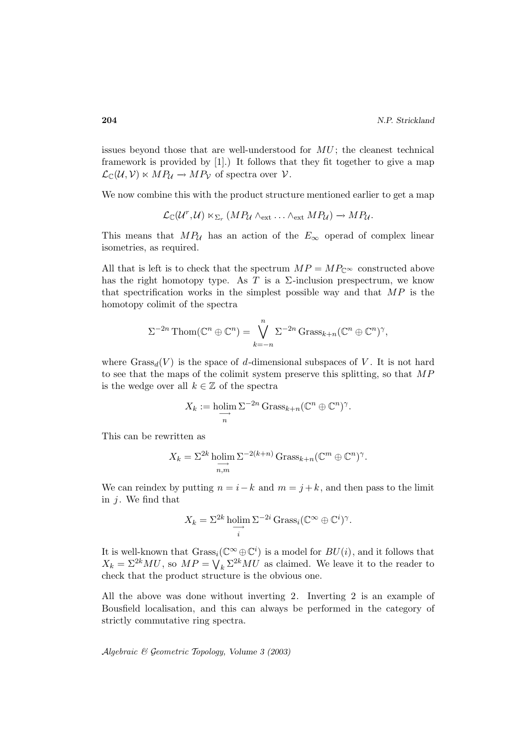issues beyond those that are well-understood for $MU$; the cleanest technical framework is provided by [1].) It follows that they fit together to give a map $\mathcal{L}_{\mathbb{C}}(\mathcal{U},\mathcal{V}) \ltimes MP_{\mathcal{U}} \to MP_{\mathcal{V}}$ of spectra over $\mathcal{V}$.

We now combine this with the product structure mentioned earlier to get a map

$$\mathcal{L}_{\mathbb{C}}(\mathcal{U}^r,\mathcal{U}) \ltimes_{\Sigma_r} (MP_{\mathcal{U}} \wedge_{\text{ext}} \ldots \wedge_{\text{ext}} MP_{\mathcal{U}}) \to MP_{\mathcal{U}}.$$

This means that $MP_{\mathcal{U}}$ has an action of the $E_\infty$ operad of complex linear isometries, as required.

All that is left is to check that the spectrum $MP = MP_{\mathbb{C}^\infty}$ constructed above has the right homotopy type. As $T$ is a $\Sigma$-inclusion prespectrum, we know that spectrification works in the simplest possible way and that $MP$ is the homotopy colimit of the spectra

$$\Sigma^{-2n}\operatorname{Thom}(\mathbb{C}^n \oplus \mathbb{C}^n) = \bigvee_{k=-n}^{n} \Sigma^{-2n}\operatorname{Grass}_{k+n}(\mathbb{C}^n \oplus \mathbb{C}^n)^\gamma,$$

where $\operatorname{Grass}_d(V)$ is the space of $d$-dimensional subspaces of $V$. It is not hard to see that the maps of the colimit system preserve this splitting, so that $MP$ is the wedge over all $k \in \mathbb{Z}$ of the spectra

$$X_k := \underset{n}{\underrightarrow{\operatorname{holim}}}\, \Sigma^{-2n}\operatorname{Grass}_{k+n}(\mathbb{C}^n \oplus \mathbb{C}^n)^\gamma.$$

This can be rewritten as

$$X_k = \Sigma^{2k} \underset{n,m}{\underrightarrow{\operatorname{holim}}}\, \Sigma^{-2(k+n)}\operatorname{Grass}_{k+n}(\mathbb{C}^m \oplus \mathbb{C}^n)^\gamma.$$

We can reindex by putting $n = i - k$ and $m = j + k$, and then pass to the limit in $j$. We find that

$$X_k = \Sigma^{2k} \underset{i}{\underrightarrow{\operatorname{holim}}}\, \Sigma^{-2i}\operatorname{Grass}_{i}(\mathbb{C}^\infty \oplus \mathbb{C}^i)^\gamma.$$

It is well-known that $\operatorname{Grass}_i(\mathbb{C}^\infty \oplus \mathbb{C}^i)$ is a model for $BU(i)$, and it follows that $X_k = \Sigma^{2k}MU$, so $MP = \bigvee_k \Sigma^{2k}MU$ as claimed. We leave it to the reader to check that the product structure is the obvious one.

All the above was done without inverting 2. Inverting 2 is an example of Bousfield localisation, and this can always be performed in the category of strictly commutative ring spectra.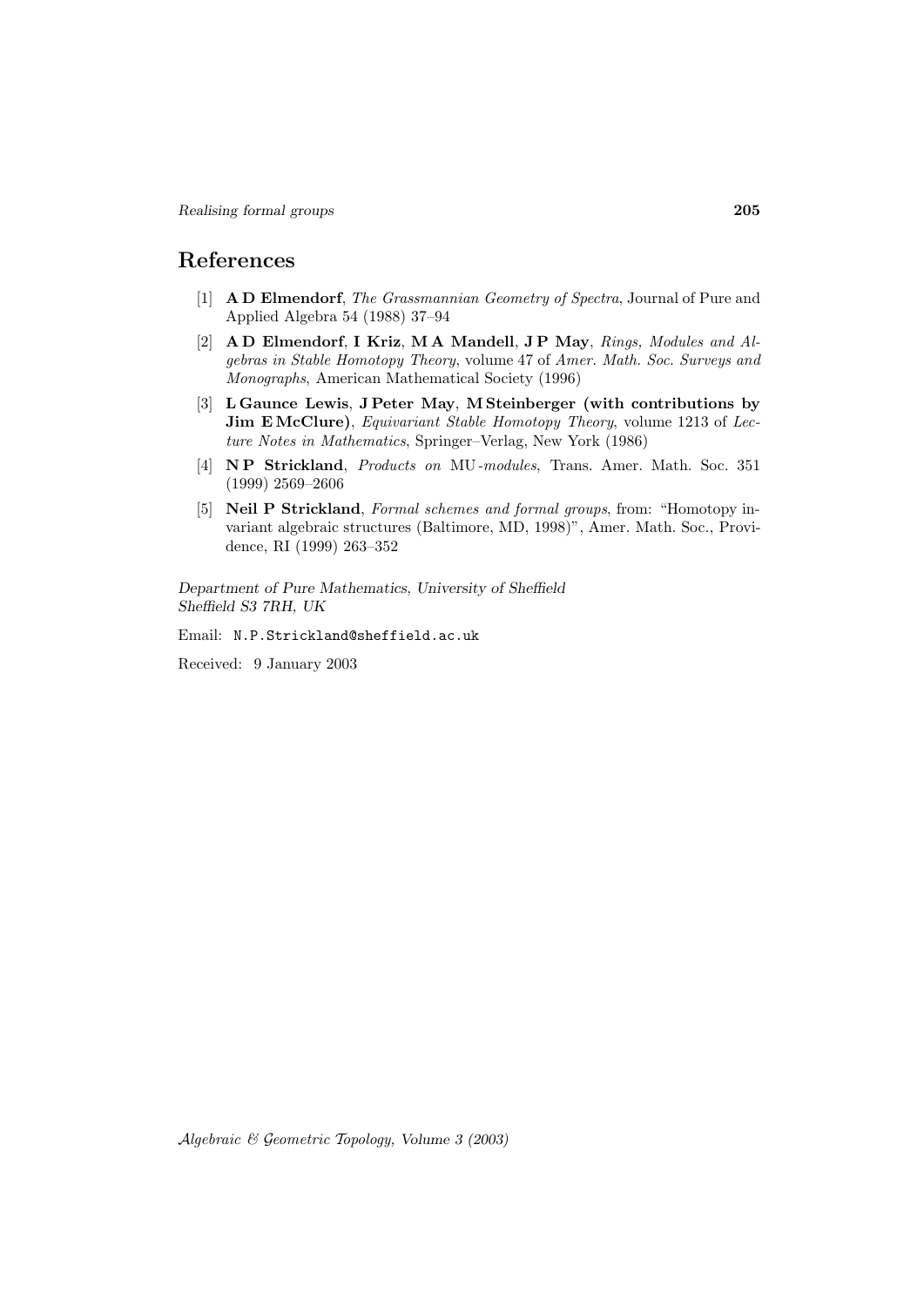## References

[1] **A D Elmendorf**, *The Grassmannian Geometry of Spectra*, Journal of Pure and Applied Algebra 54 (1988) 37–94

[2] **A D Elmendorf**, **I Kriz**, **M A Mandell**, **J P May**, *Rings, Modules and Algebras in Stable Homotopy Theory*, volume 47 of *Amer. Math. Soc. Surveys and Monographs*, American Mathematical Society (1996)

[3] **L Gaunce Lewis**, **J Peter May**, **M Steinberger (with contributions by Jim E McClure)**, *Equivariant Stable Homotopy Theory*, volume 1213 of *Lecture Notes in Mathematics*, Springer–Verlag, New York (1986)

[4] **N P Strickland**, *Products on* MU*-modules*, Trans. Amer. Math. Soc. 351 (1999) 2569–2606

[5] **Neil P Strickland**, *Formal schemes and formal groups*, from: "Homotopy invariant algebraic structures (Baltimore, MD, 1998)", Amer. Math. Soc., Providence, RI (1999) 263–352

*Department of Pure Mathematics, University of Sheffield*
*Sheffield S3 7RH, UK*

Email: `N.P.Strickland@sheffield.ac.uk`

Received: 9 January 2003